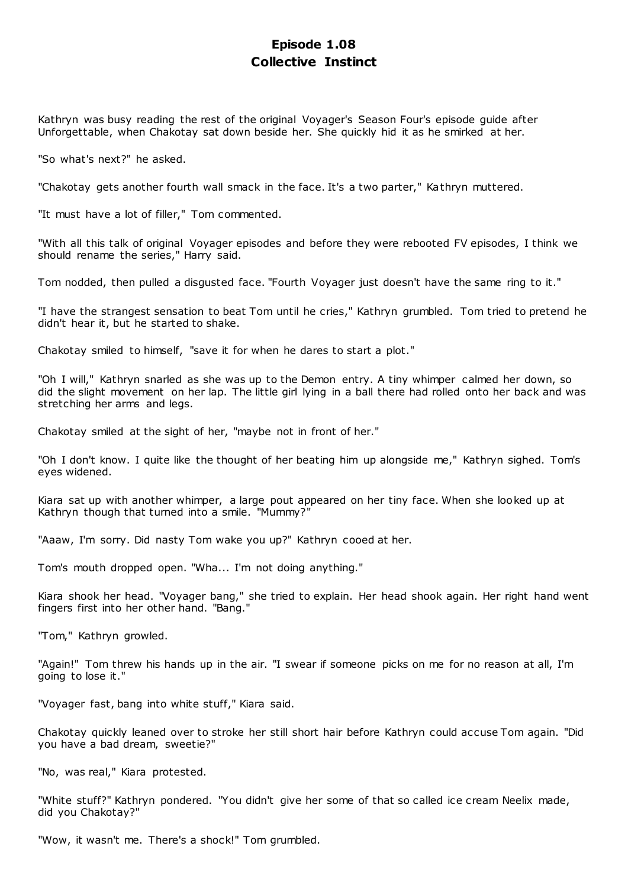# Episode 1.08
## Collective Instinct

Kathryn was busy reading the rest of the original Voyager's Season Four's episode guide after Unforgettable, when Chakotay sat down beside her. She quickly hid it as he smirked at her.

"So what's next?" he asked.

"Chakotay gets another fourth wall smack in the face. It's a two parter," Kathryn muttered.

"It must have a lot of filler," Tom commented.

"With all this talk of original Voyager episodes and before they were rebooted FV episodes, I think we should rename the series," Harry said.

Tom nodded, then pulled a disgusted face. "Fourth Voyager just doesn't have the same ring to it."

"I have the strangest sensation to beat Tom until he cries," Kathryn grumbled. Tom tried to pretend he didn't hear it, but he started to shake.

Chakotay smiled to himself, "save it for when he dares to start a plot."

"Oh I will," Kathryn snarled as she was up to the Demon entry. A tiny whimper calmed her down, so did the slight movement on her lap. The little girl lying in a ball there had rolled onto her back and was stretching her arms and legs.

Chakotay smiled at the sight of her, "maybe not in front of her."

"Oh I don't know. I quite like the thought of her beating him up alongside me," Kathryn sighed. Tom's eyes widened.

Kiara sat up with another whimper, a large pout appeared on her tiny face. When she looked up at Kathryn though that turned into a smile. "Mummy?"

"Aaaw, I'm sorry. Did nasty Tom wake you up?" Kathryn cooed at her.

Tom's mouth dropped open. "Wha... I'm not doing anything."

Kiara shook her head. "Voyager bang," she tried to explain. Her head shook again. Her right hand went fingers first into her other hand. "Bang."

"Tom," Kathryn growled.

"Again!" Tom threw his hands up in the air. "I swear if someone picks on me for no reason at all, I'm going to lose it."

"Voyager fast, bang into white stuff," Kiara said.

Chakotay quickly leaned over to stroke her still short hair before Kathryn could accuse Tom again. "Did you have a bad dream, sweetie?"

"No, was real," Kiara protested.

"White stuff?" Kathryn pondered. "You didn't give her some of that so called ice cream Neelix made, did you Chakotay?"

"Wow, it wasn't me. There's a shock!" Tom grumbled.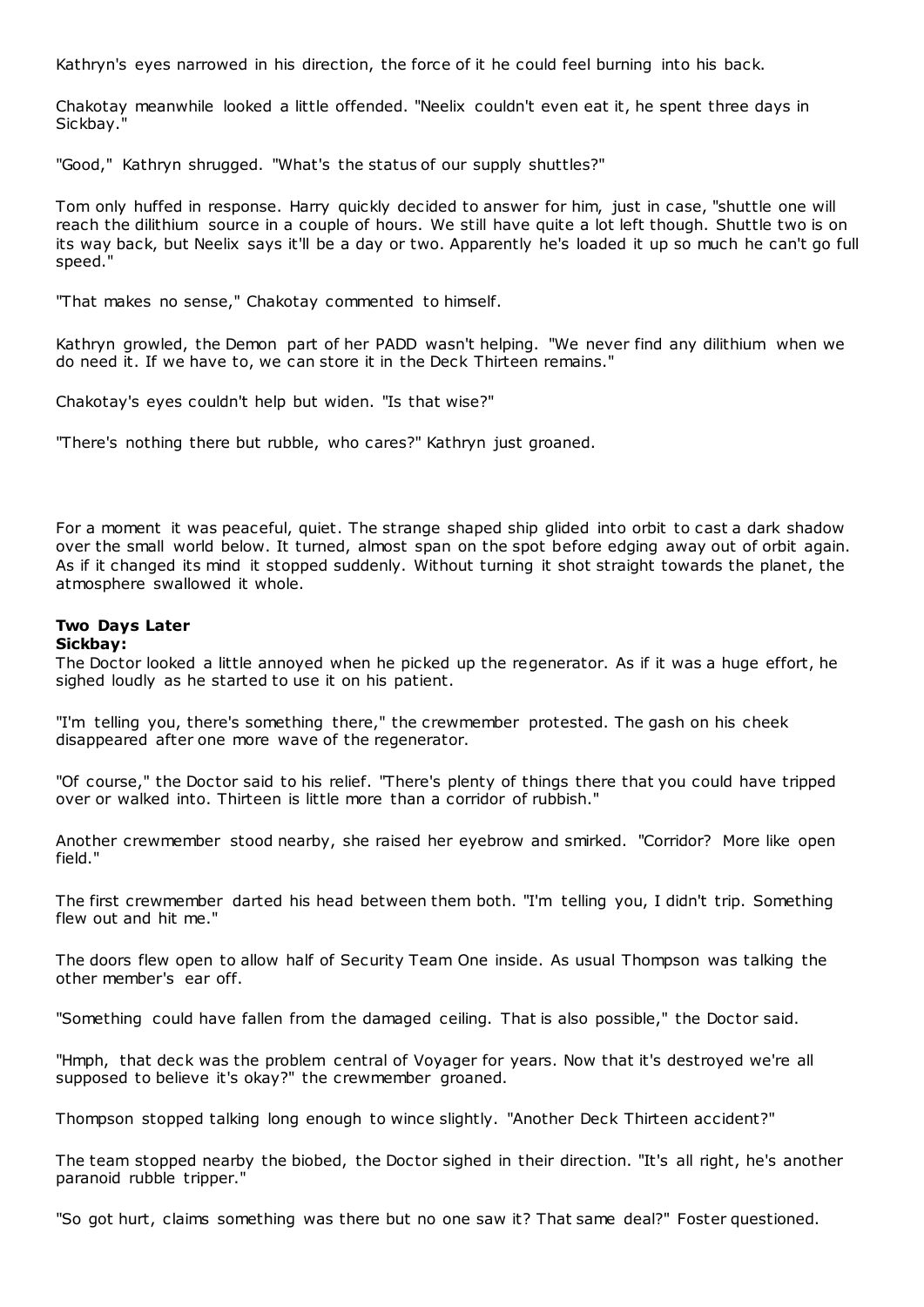Kathryn's eyes narrowed in his direction, the force of it he could feel burning into his back.

Chakotay meanwhile looked a little offended. "Neelix couldn't even eat it, he spent three days in Sickbay."

"Good," Kathryn shrugged. "What's the status of our supply shuttles?"

Tom only huffed in response. Harry quickly decided to answer for him, just in case, "shuttle one will reach the dilithium source in a couple of hours. We still have quite a lot left though. Shuttle two is on its way back, but Neelix says it'll be a day or two. Apparently he's loaded it up so much he can't go full speed."

"That makes no sense," Chakotay commented to himself.

Kathryn growled, the Demon part of her PADD wasn't helping. "We never find any dilithium when we do need it. If we have to, we can store it in the Deck Thirteen remains."

Chakotay's eyes couldn't help but widen. "Is that wise?"

"There's nothing there but rubble, who cares?" Kathryn just groaned.

For a moment it was peaceful, quiet. The strange shaped ship glided into orbit to cast a dark shadow over the small world below. It turned, almost span on the spot before edging away out of orbit again. As if it changed its mind it stopped suddenly. Without turning it shot straight towards the planet, the atmosphere swallowed it whole.

**Two Days Later**
**Sickbay:**
The Doctor looked a little annoyed when he picked up the regenerator. As if it was a huge effort, he sighed loudly as he started to use it on his patient.

"I'm telling you, there's something there," the crewmember protested. The gash on his cheek disappeared after one more wave of the regenerator.

"Of course," the Doctor said to his relief. "There's plenty of things there that you could have tripped over or walked into. Thirteen is little more than a corridor of rubbish."

Another crewmember stood nearby, she raised her eyebrow and smirked. "Corridor? More like open field."

The first crewmember darted his head between them both. "I'm telling you, I didn't trip. Something flew out and hit me."

The doors flew open to allow half of Security Team One inside. As usual Thompson was talking the other member's ear off.

"Something could have fallen from the damaged ceiling. That is also possible," the Doctor said.

"Hmph, that deck was the problem central of Voyager for years. Now that it's destroyed we're all supposed to believe it's okay?" the crewmember groaned.

Thompson stopped talking long enough to wince slightly. "Another Deck Thirteen accident?"

The team stopped nearby the biobed, the Doctor sighed in their direction. "It's all right, he's another paranoid rubble tripper."

"So got hurt, claims something was there but no one saw it? That same deal?" Foster questioned.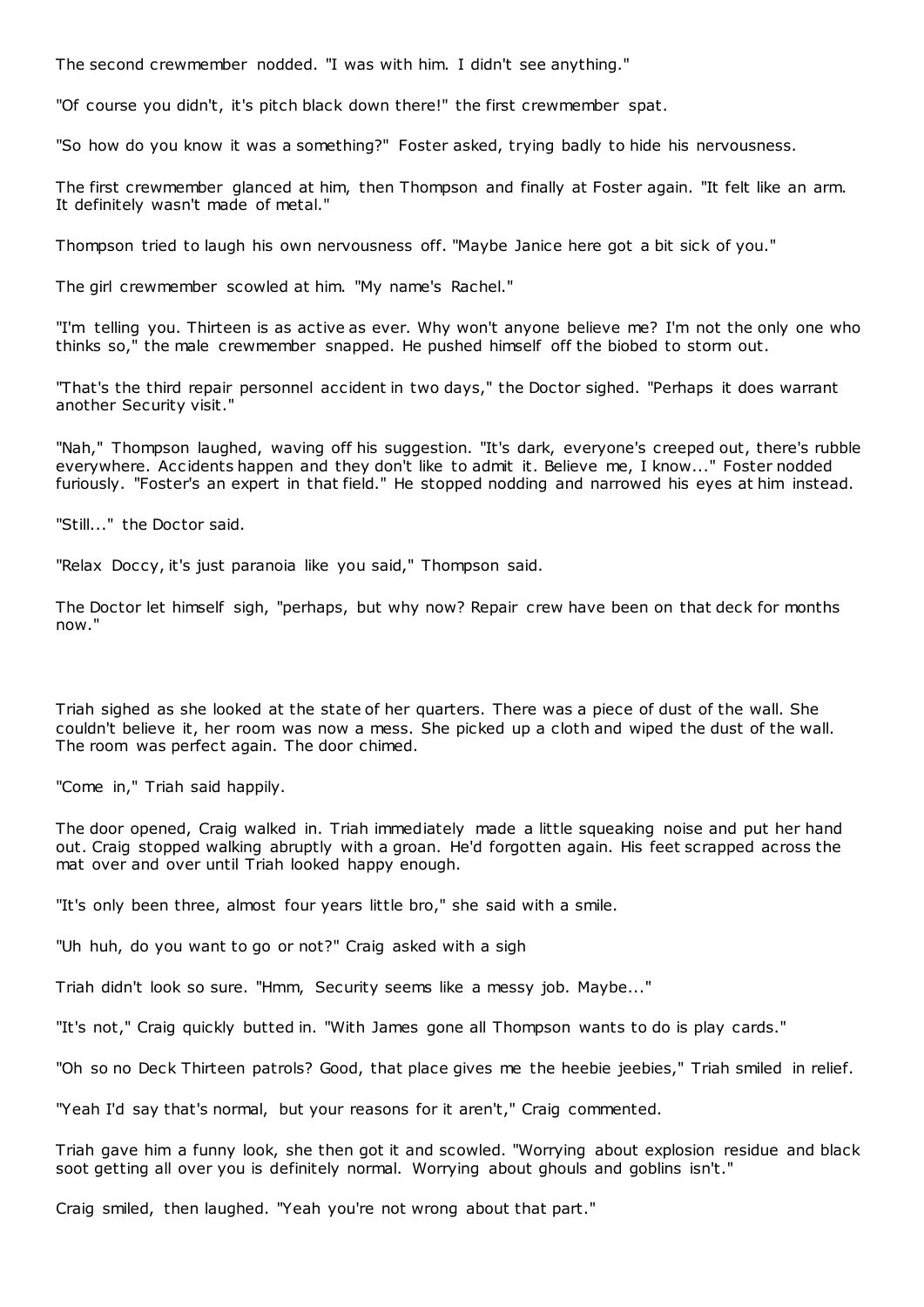The second crewmember nodded. "I was with him. I didn't see anything."

"Of course you didn't, it's pitch black down there!" the first crewmember spat.

"So how do you know it was a something?" Foster asked, trying badly to hide his nervousness.

The first crewmember glanced at him, then Thompson and finally at Foster again. "It felt like an arm. It definitely wasn't made of metal."

Thompson tried to laugh his own nervousness off. "Maybe Janice here got a bit sick of you."

The girl crewmember scowled at him. "My name's Rachel."

"I'm telling you. Thirteen is as active as ever. Why won't anyone believe me? I'm not the only one who thinks so," the male crewmember snapped. He pushed himself off the biobed to storm out.

"That's the third repair personnel accident in two days," the Doctor sighed. "Perhaps it does warrant another Security visit."

"Nah," Thompson laughed, waving off his suggestion. "It's dark, everyone's creeped out, there's rubble everywhere. Accidents happen and they don't like to admit it. Believe me, I know..." Foster nodded furiously. "Foster's an expert in that field." He stopped nodding and narrowed his eyes at him instead.

"Still..." the Doctor said.

"Relax Doccy, it's just paranoia like you said," Thompson said.

The Doctor let himself sigh, "perhaps, but why now? Repair crew have been on that deck for months now."

Triah sighed as she looked at the state of her quarters. There was a piece of dust of the wall. She couldn't believe it, her room was now a mess. She picked up a cloth and wiped the dust of the wall. The room was perfect again. The door chimed.

"Come in," Triah said happily.

The door opened, Craig walked in. Triah immediately made a little squeaking noise and put her hand out. Craig stopped walking abruptly with a groan. He'd forgotten again. His feet scrapped across the mat over and over until Triah looked happy enough.

"It's only been three, almost four years little bro," she said with a smile.

"Uh huh, do you want to go or not?" Craig asked with a sigh

Triah didn't look so sure. "Hmm, Security seems like a messy job. Maybe..."

"It's not," Craig quickly butted in. "With James gone all Thompson wants to do is play cards."

"Oh so no Deck Thirteen patrols? Good, that place gives me the heebie jeebies," Triah smiled in relief.

"Yeah I'd say that's normal, but your reasons for it aren't," Craig commented.

Triah gave him a funny look, she then got it and scowled. "Worrying about explosion residue and black soot getting all over you is definitely normal. Worrying about ghouls and goblins isn't."

Craig smiled, then laughed. "Yeah you're not wrong about that part."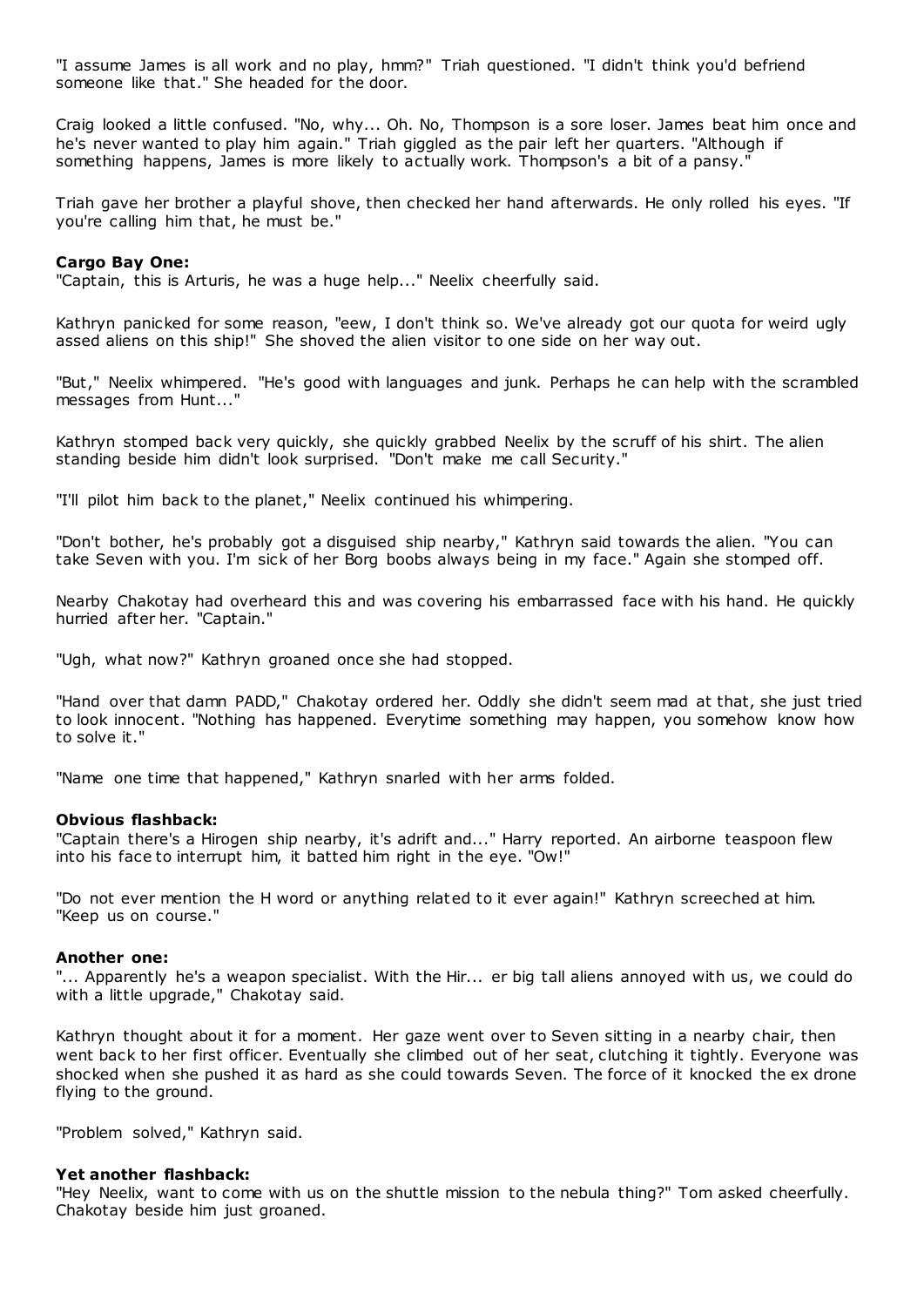"I assume James is all work and no play, hmm?" Triah questioned. "I didn't think you'd befriend someone like that." She headed for the door.

Craig looked a little confused. "No, why... Oh. No, Thompson is a sore loser. James beat him once and he's never wanted to play him again." Triah giggled as the pair left her quarters. "Although if something happens, James is more likely to actually work. Thompson's a bit of a pansy."

Triah gave her brother a playful shove, then checked her hand afterwards. He only rolled his eyes. "If you're calling him that, he must be."

**Cargo Bay One:**

"Captain, this is Arturis, he was a huge help..." Neelix cheerfully said.

Kathryn panicked for some reason, "eew, I don't think so. We've already got our quota for weird ugly assed aliens on this ship!" She shoved the alien visitor to one side on her way out.

"But," Neelix whimpered. "He's good with languages and junk. Perhaps he can help with the scrambled messages from Hunt..."

Kathryn stomped back very quickly, she quickly grabbed Neelix by the scruff of his shirt. The alien standing beside him didn't look surprised. "Don't make me call Security."

"I'll pilot him back to the planet," Neelix continued his whimpering.

"Don't bother, he's probably got a disguised ship nearby," Kathryn said towards the alien. "You can take Seven with you. I'm sick of her Borg boobs always being in my face." Again she stomped off.

Nearby Chakotay had overheard this and was covering his embarrassed face with his hand. He quickly hurried after her. "Captain."

"Ugh, what now?" Kathryn groaned once she had stopped.

"Hand over that damn PADD," Chakotay ordered her. Oddly she didn't seem mad at that, she just tried to look innocent. "Nothing has happened. Everytime something may happen, you somehow know how to solve it."

"Name one time that happened," Kathryn snarled with her arms folded.

**Obvious flashback:**

"Captain there's a Hirogen ship nearby, it's adrift and..." Harry reported. An airborne teaspoon flew into his face to interrupt him, it batted him right in the eye. "Ow!"

"Do not ever mention the H word or anything related to it ever again!" Kathryn screeched at him. "Keep us on course."

**Another one:**

"... Apparently he's a weapon specialist. With the Hir... er big tall aliens annoyed with us, we could do with a little upgrade," Chakotay said.

Kathryn thought about it for a moment. Her gaze went over to Seven sitting in a nearby chair, then went back to her first officer. Eventually she climbed out of her seat, clutching it tightly. Everyone was shocked when she pushed it as hard as she could towards Seven. The force of it knocked the ex drone flying to the ground.

"Problem solved," Kathryn said.

**Yet another flashback:**

"Hey Neelix, want to come with us on the shuttle mission to the nebula thing?" Tom asked cheerfully. Chakotay beside him just groaned.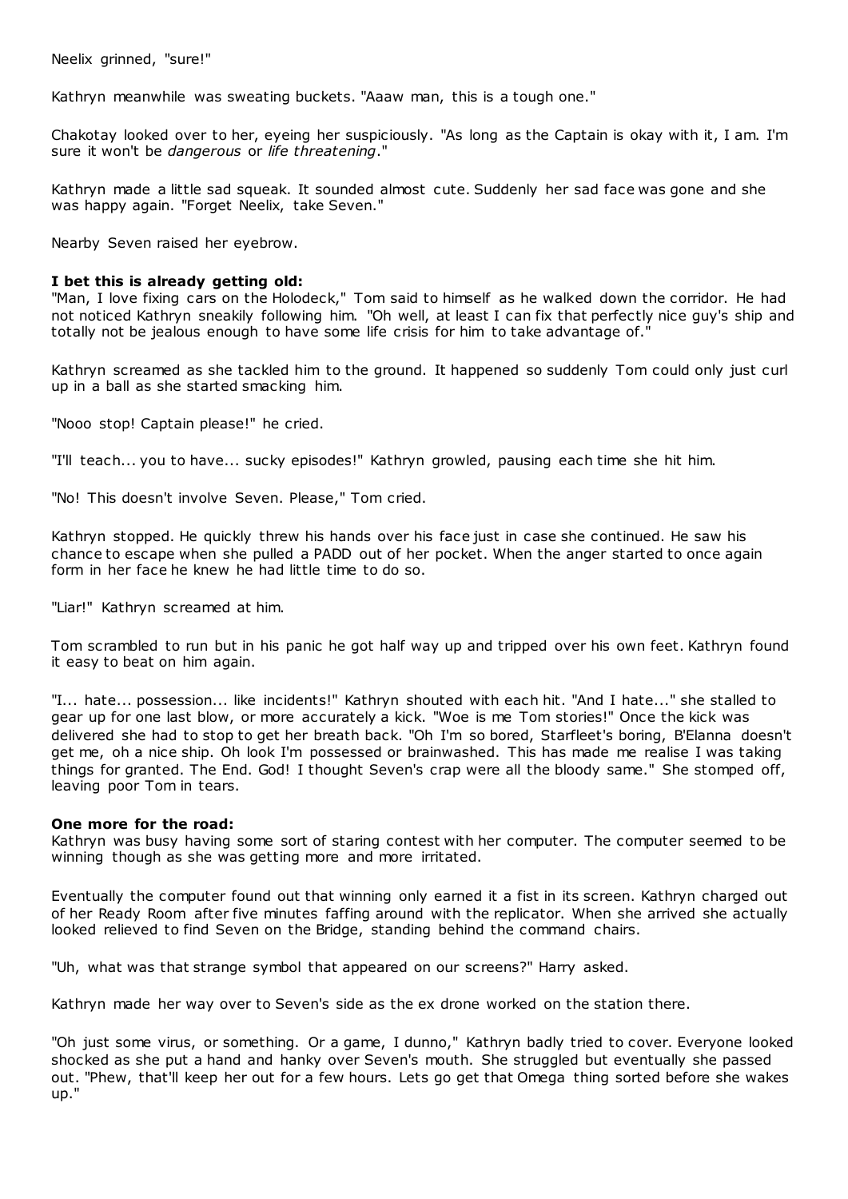Neelix grinned, "sure!"

Kathryn meanwhile was sweating buckets. "Aaaw man, this is a tough one."

Chakotay looked over to her, eyeing her suspiciously. "As long as the Captain is okay with it, I am. I'm sure it won't be *dangerous* or *life threatening*."

Kathryn made a little sad squeak. It sounded almost cute. Suddenly her sad face was gone and she was happy again. "Forget Neelix, take Seven."

Nearby Seven raised her eyebrow.

**I bet this is already getting old:**

"Man, I love fixing cars on the Holodeck," Tom said to himself as he walked down the corridor. He had not noticed Kathryn sneakily following him. "Oh well, at least I can fix that perfectly nice guy's ship and totally not be jealous enough to have some life crisis for him to take advantage of."

Kathryn screamed as she tackled him to the ground. It happened so suddenly Tom could only just curl up in a ball as she started smacking him.

"Nooo stop! Captain please!" he cried.

"I'll teach... you to have... sucky episodes!" Kathryn growled, pausing each time she hit him.

"No! This doesn't involve Seven. Please," Tom cried.

Kathryn stopped. He quickly threw his hands over his face just in case she continued. He saw his chance to escape when she pulled a PADD out of her pocket. When the anger started to once again form in her face he knew he had little time to do so.

"Liar!" Kathryn screamed at him.

Tom scrambled to run but in his panic he got half way up and tripped over his own feet. Kathryn found it easy to beat on him again.

"I... hate... possession... like incidents!" Kathryn shouted with each hit. "And I hate..." she stalled to gear up for one last blow, or more accurately a kick. "Woe is me Tom stories!" Once the kick was delivered she had to stop to get her breath back. "Oh I'm so bored, Starfleet's boring, B'Elanna doesn't get me, oh a nice ship. Oh look I'm possessed or brainwashed. This has made me realise I was taking things for granted. The End. God! I thought Seven's crap were all the bloody same." She stomped off, leaving poor Tom in tears.

**One more for the road:**

Kathryn was busy having some sort of staring contest with her computer. The computer seemed to be winning though as she was getting more and more irritated.

Eventually the computer found out that winning only earned it a fist in its screen. Kathryn charged out of her Ready Room after five minutes faffing around with the replicator. When she arrived she actually looked relieved to find Seven on the Bridge, standing behind the command chairs.

"Uh, what was that strange symbol that appeared on our screens?" Harry asked.

Kathryn made her way over to Seven's side as the ex drone worked on the station there.

"Oh just some virus, or something. Or a game, I dunno," Kathryn badly tried to cover. Everyone looked shocked as she put a hand and hanky over Seven's mouth. She struggled but eventually she passed out. "Phew, that'll keep her out for a few hours. Lets go get that Omega thing sorted before she wakes up."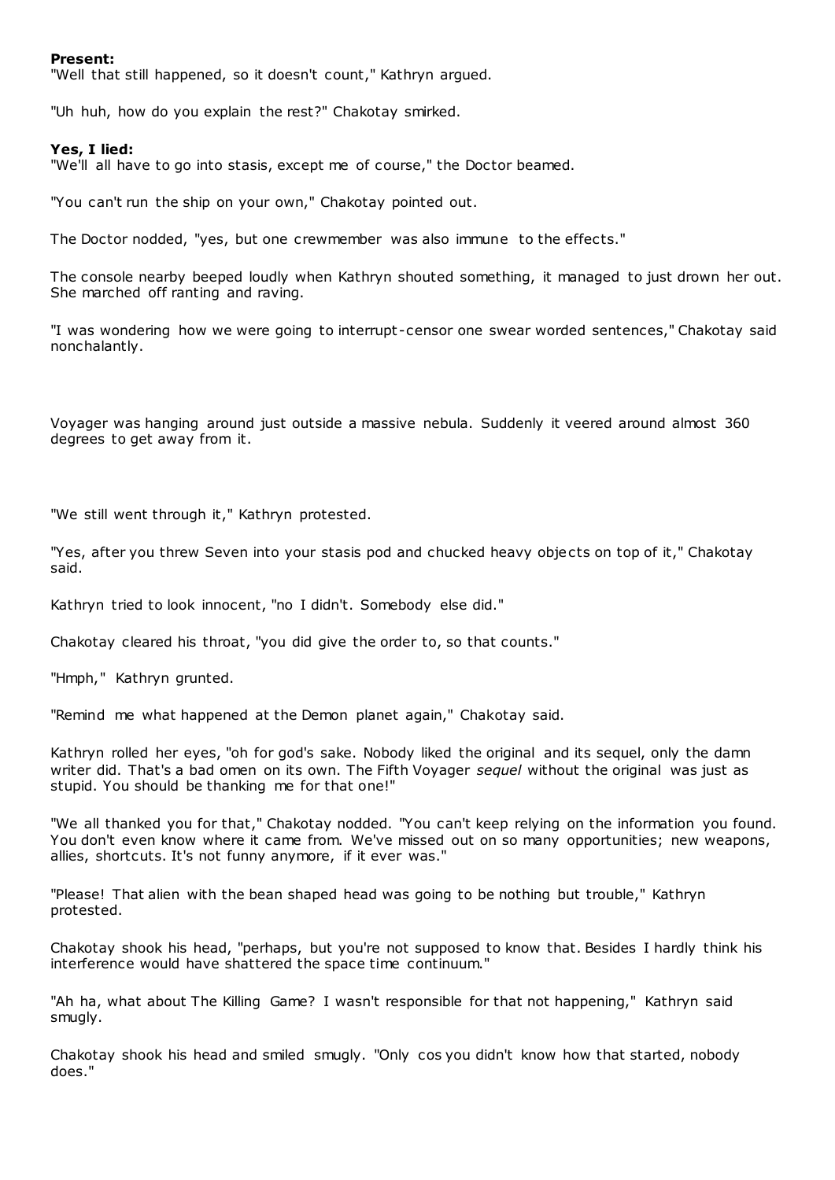**Present:**
"Well that still happened, so it doesn't count," Kathryn argued.

"Uh huh, how do you explain the rest?" Chakotay smirked.

**Yes, I lied:**
"We'll all have to go into stasis, except me of course," the Doctor beamed.

"You can't run the ship on your own," Chakotay pointed out.

The Doctor nodded, "yes, but one crewmember was also immune to the effects."

The console nearby beeped loudly when Kathryn shouted something, it managed to just drown her out. She marched off ranting and raving.

"I was wondering how we were going to interrupt-censor one swear worded sentences," Chakotay said nonchalantly.

Voyager was hanging around just outside a massive nebula. Suddenly it veered around almost 360 degrees to get away from it.

"We still went through it," Kathryn protested.

"Yes, after you threw Seven into your stasis pod and chucked heavy objects on top of it," Chakotay said.

Kathryn tried to look innocent, "no I didn't. Somebody else did."

Chakotay cleared his throat, "you did give the order to, so that counts."

"Hmph," Kathryn grunted.

"Remind me what happened at the Demon planet again," Chakotay said.

Kathryn rolled her eyes, "oh for god's sake. Nobody liked the original and its sequel, only the damn writer did. That's a bad omen on its own. The Fifth Voyager *sequel* without the original was just as stupid. You should be thanking me for that one!"

"We all thanked you for that," Chakotay nodded. "You can't keep relying on the information you found. You don't even know where it came from. We've missed out on so many opportunities; new weapons, allies, shortcuts. It's not funny anymore, if it ever was."

"Please! That alien with the bean shaped head was going to be nothing but trouble," Kathryn protested.

Chakotay shook his head, "perhaps, but you're not supposed to know that. Besides I hardly think his interference would have shattered the space time continuum."

"Ah ha, what about The Killing Game? I wasn't responsible for that not happening," Kathryn said smugly.

Chakotay shook his head and smiled smugly. "Only cos you didn't know how that started, nobody does."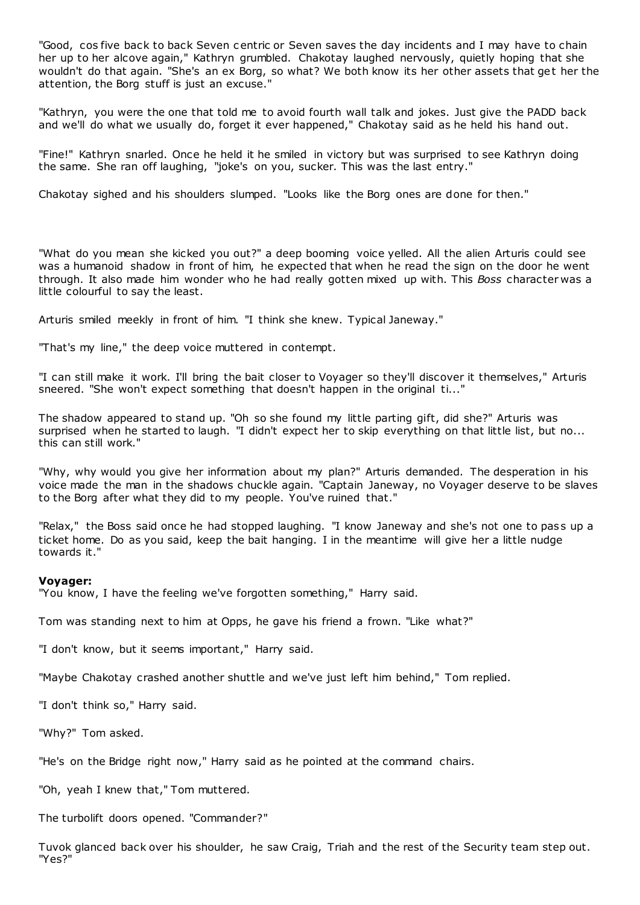"Good, cos five back to back Seven centric or Seven saves the day incidents and I may have to chain her up to her alcove again," Kathryn grumbled. Chakotay laughed nervously, quietly hoping that she wouldn't do that again. "She's an ex Borg, so what? We both know its her other assets that get the attention, the Borg stuff is just an excuse."

"Kathryn, you were the one that told me to avoid fourth wall talk and jokes. Just give the PADD back and we'll do what we usually do, forget it ever happened," Chakotay said as he held his hand out.

"Fine!" Kathryn snarled. Once he held it he smiled in victory but was surprised to see Kathryn doing the same. She ran off laughing, "joke's on you, sucker. This was the last entry."

Chakotay sighed and his shoulders slumped. "Looks like the Borg ones are done for then."

"What do you mean she kicked you out?" a deep booming voice yelled. All the alien Arturis could see was a humanoid shadow in front of him, he expected that when he read the sign on the door he went through. It also made him wonder who he had really gotten mixed up with. This *Boss* character was a little colourful to say the least.

Arturis smiled meekly in front of him. "I think she knew. Typical Janeway."

"That's my line," the deep voice muttered in contempt.

"I can still make it work. I'll bring the bait closer to Voyager so they'll discover it themselves," Arturis sneered. "She won't expect something that doesn't happen in the original ti..."

The shadow appeared to stand up. "Oh so she found my little parting gift, did she?" Arturis was surprised when he started to laugh. "I didn't expect her to skip everything on that little list, but no... this can still work."

"Why, why would you give her information about my plan?" Arturis demanded. The desperation in his voice made the man in the shadows chuckle again. "Captain Janeway, no Voyager deserve to be slaves to the Borg after what they did to my people. You've ruined that."

"Relax," the Boss said once he had stopped laughing. "I know Janeway and she's not one to pass up a ticket home. Do as you said, keep the bait hanging. I in the meantime will give her a little nudge towards it."

**Voyager:**
"You know, I have the feeling we've forgotten something," Harry said.

Tom was standing next to him at Opps, he gave his friend a frown. "Like what?"

"I don't know, but it seems important," Harry said.

"Maybe Chakotay crashed another shuttle and we've just left him behind," Tom replied.

"I don't think so," Harry said.

"Why?" Tom asked.

"He's on the Bridge right now," Harry said as he pointed at the command chairs.

"Oh, yeah I knew that," Tom muttered.

The turbolift doors opened. "Commander?"

Tuvok glanced back over his shoulder, he saw Craig, Triah and the rest of the Security team step out. "Yes?"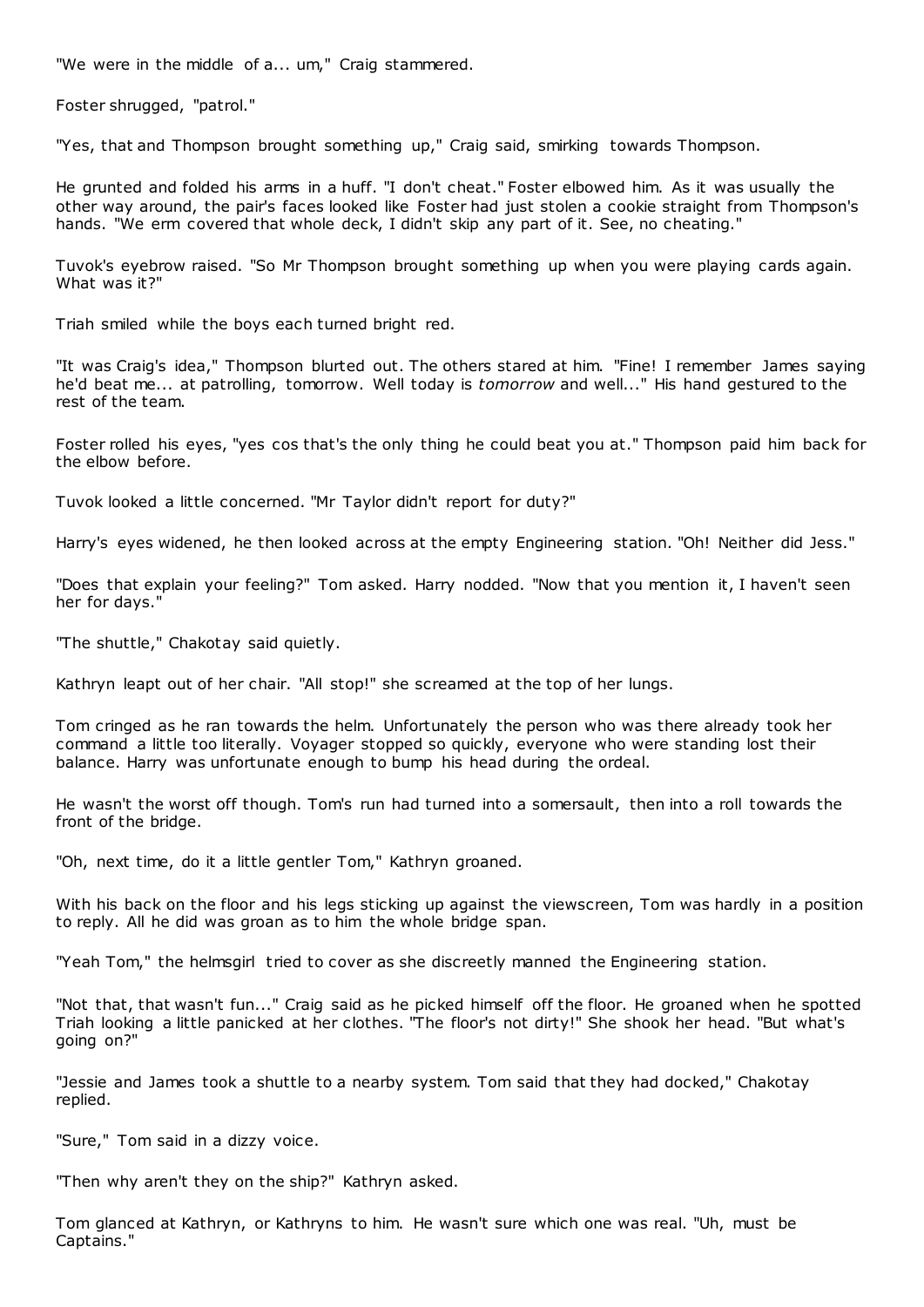"We were in the middle of a... um," Craig stammered.

Foster shrugged, "patrol."

"Yes, that and Thompson brought something up," Craig said, smirking towards Thompson.

He grunted and folded his arms in a huff. "I don't cheat." Foster elbowed him. As it was usually the other way around, the pair's faces looked like Foster had just stolen a cookie straight from Thompson's hands. "We erm covered that whole deck, I didn't skip any part of it. See, no cheating."

Tuvok's eyebrow raised. "So Mr Thompson brought something up when you were playing cards again. What was it?"

Triah smiled while the boys each turned bright red.

"It was Craig's idea," Thompson blurted out. The others stared at him. "Fine! I remember James saying he'd beat me... at patrolling, tomorrow. Well today is *tomorrow* and well..." His hand gestured to the rest of the team.

Foster rolled his eyes, "yes cos that's the only thing he could beat you at." Thompson paid him back for the elbow before.

Tuvok looked a little concerned. "Mr Taylor didn't report for duty?"

Harry's eyes widened, he then looked across at the empty Engineering station. "Oh! Neither did Jess."

"Does that explain your feeling?" Tom asked. Harry nodded. "Now that you mention it, I haven't seen her for days."

"The shuttle," Chakotay said quietly.

Kathryn leapt out of her chair. "All stop!" she screamed at the top of her lungs.

Tom cringed as he ran towards the helm. Unfortunately the person who was there already took her command a little too literally. Voyager stopped so quickly, everyone who were standing lost their balance. Harry was unfortunate enough to bump his head during the ordeal.

He wasn't the worst off though. Tom's run had turned into a somersault, then into a roll towards the front of the bridge.

"Oh, next time, do it a little gentler Tom," Kathryn groaned.

With his back on the floor and his legs sticking up against the viewscreen, Tom was hardly in a position to reply. All he did was groan as to him the whole bridge span.

"Yeah Tom," the helmsgirl tried to cover as she discreetly manned the Engineering station.

"Not that, that wasn't fun..." Craig said as he picked himself off the floor. He groaned when he spotted Triah looking a little panicked at her clothes. "The floor's not dirty!" She shook her head. "But what's going on?"

"Jessie and James took a shuttle to a nearby system. Tom said that they had docked," Chakotay replied.

"Sure," Tom said in a dizzy voice.

"Then why aren't they on the ship?" Kathryn asked.

Tom glanced at Kathryn, or Kathryns to him. He wasn't sure which one was real. "Uh, must be Captains."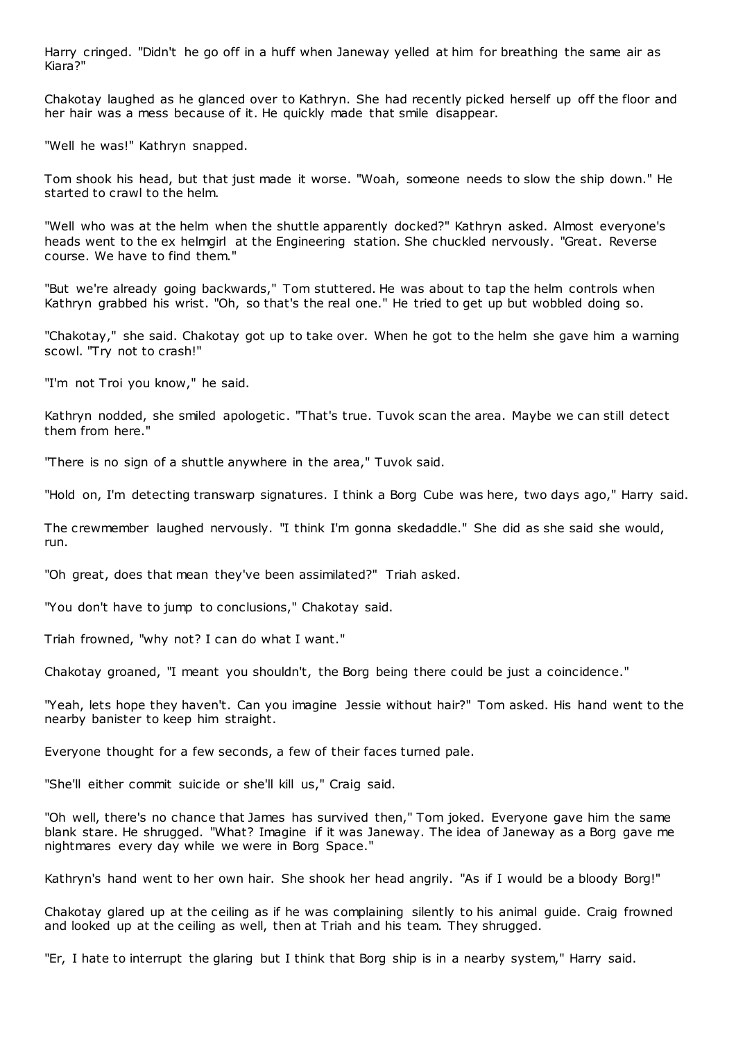Harry cringed. "Didn't he go off in a huff when Janeway yelled at him for breathing the same air as Kiara?"

Chakotay laughed as he glanced over to Kathryn. She had recently picked herself up off the floor and her hair was a mess because of it. He quickly made that smile disappear.

"Well he was!" Kathryn snapped.

Tom shook his head, but that just made it worse. "Woah, someone needs to slow the ship down." He started to crawl to the helm.

"Well who was at the helm when the shuttle apparently docked?" Kathryn asked. Almost everyone's heads went to the ex helmgirl at the Engineering station. She chuckled nervously. "Great. Reverse course. We have to find them."

"But we're already going backwards," Tom stuttered. He was about to tap the helm controls when Kathryn grabbed his wrist. "Oh, so that's the real one." He tried to get up but wobbled doing so.

"Chakotay," she said. Chakotay got up to take over. When he got to the helm she gave him a warning scowl. "Try not to crash!"

"I'm not Troi you know," he said.

Kathryn nodded, she smiled apologetic. "That's true. Tuvok scan the area. Maybe we can still detect them from here."

"There is no sign of a shuttle anywhere in the area," Tuvok said.

"Hold on, I'm detecting transwarp signatures. I think a Borg Cube was here, two days ago," Harry said.

The crewmember laughed nervously. "I think I'm gonna skedaddle." She did as she said she would, run.

"Oh great, does that mean they've been assimilated?" Triah asked.

"You don't have to jump to conclusions," Chakotay said.

Triah frowned, "why not? I can do what I want."

Chakotay groaned, "I meant you shouldn't, the Borg being there could be just a coincidence."

"Yeah, lets hope they haven't. Can you imagine Jessie without hair?" Tom asked. His hand went to the nearby banister to keep him straight.

Everyone thought for a few seconds, a few of their faces turned pale.

"She'll either commit suicide or she'll kill us," Craig said.

"Oh well, there's no chance that James has survived then," Tom joked. Everyone gave him the same blank stare. He shrugged. "What? Imagine if it was Janeway. The idea of Janeway as a Borg gave me nightmares every day while we were in Borg Space."

Kathryn's hand went to her own hair. She shook her head angrily. "As if I would be a bloody Borg!"

Chakotay glared up at the ceiling as if he was complaining silently to his animal guide. Craig frowned and looked up at the ceiling as well, then at Triah and his team. They shrugged.

"Er, I hate to interrupt the glaring but I think that Borg ship is in a nearby system," Harry said.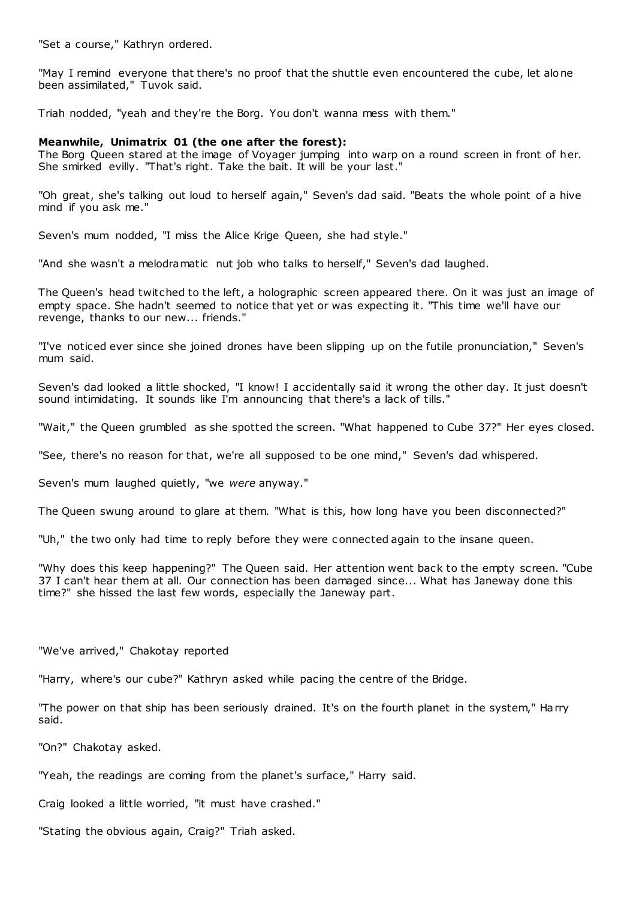"Set a course," Kathryn ordered.

"May I remind everyone that there's no proof that the shuttle even encountered the cube, let alone been assimilated," Tuvok said.

Triah nodded, "yeah and they're the Borg. You don't wanna mess with them."

**Meanwhile, Unimatrix 01 (the one after the forest):**

The Borg Queen stared at the image of Voyager jumping into warp on a round screen in front of her. She smirked evilly. "That's right. Take the bait. It will be your last."

"Oh great, she's talking out loud to herself again," Seven's dad said. "Beats the whole point of a hive mind if you ask me."

Seven's mum nodded, "I miss the Alice Krige Queen, she had style."

"And she wasn't a melodramatic nut job who talks to herself," Seven's dad laughed.

The Queen's head twitched to the left, a holographic screen appeared there. On it was just an image of empty space. She hadn't seemed to notice that yet or was expecting it. "This time we'll have our revenge, thanks to our new... friends."

"I've noticed ever since she joined drones have been slipping up on the futile pronunciation," Seven's mum said.

Seven's dad looked a little shocked, "I know! I accidentally said it wrong the other day. It just doesn't sound intimidating. It sounds like I'm announcing that there's a lack of tills."

"Wait," the Queen grumbled as she spotted the screen. "What happened to Cube 37?" Her eyes closed.

"See, there's no reason for that, we're all supposed to be one mind," Seven's dad whispered.

Seven's mum laughed quietly, "we *were* anyway."

The Queen swung around to glare at them. "What is this, how long have you been disconnected?"

"Uh," the two only had time to reply before they were connected again to the insane queen.

"Why does this keep happening?" The Queen said. Her attention went back to the empty screen. "Cube 37 I can't hear them at all. Our connection has been damaged since... What has Janeway done this time?" she hissed the last few words, especially the Janeway part.

"We've arrived," Chakotay reported

"Harry, where's our cube?" Kathryn asked while pacing the centre of the Bridge.

"The power on that ship has been seriously drained. It's on the fourth planet in the system," Harry said.

"On?" Chakotay asked.

"Yeah, the readings are coming from the planet's surface," Harry said.

Craig looked a little worried, "it must have crashed."

"Stating the obvious again, Craig?" Triah asked.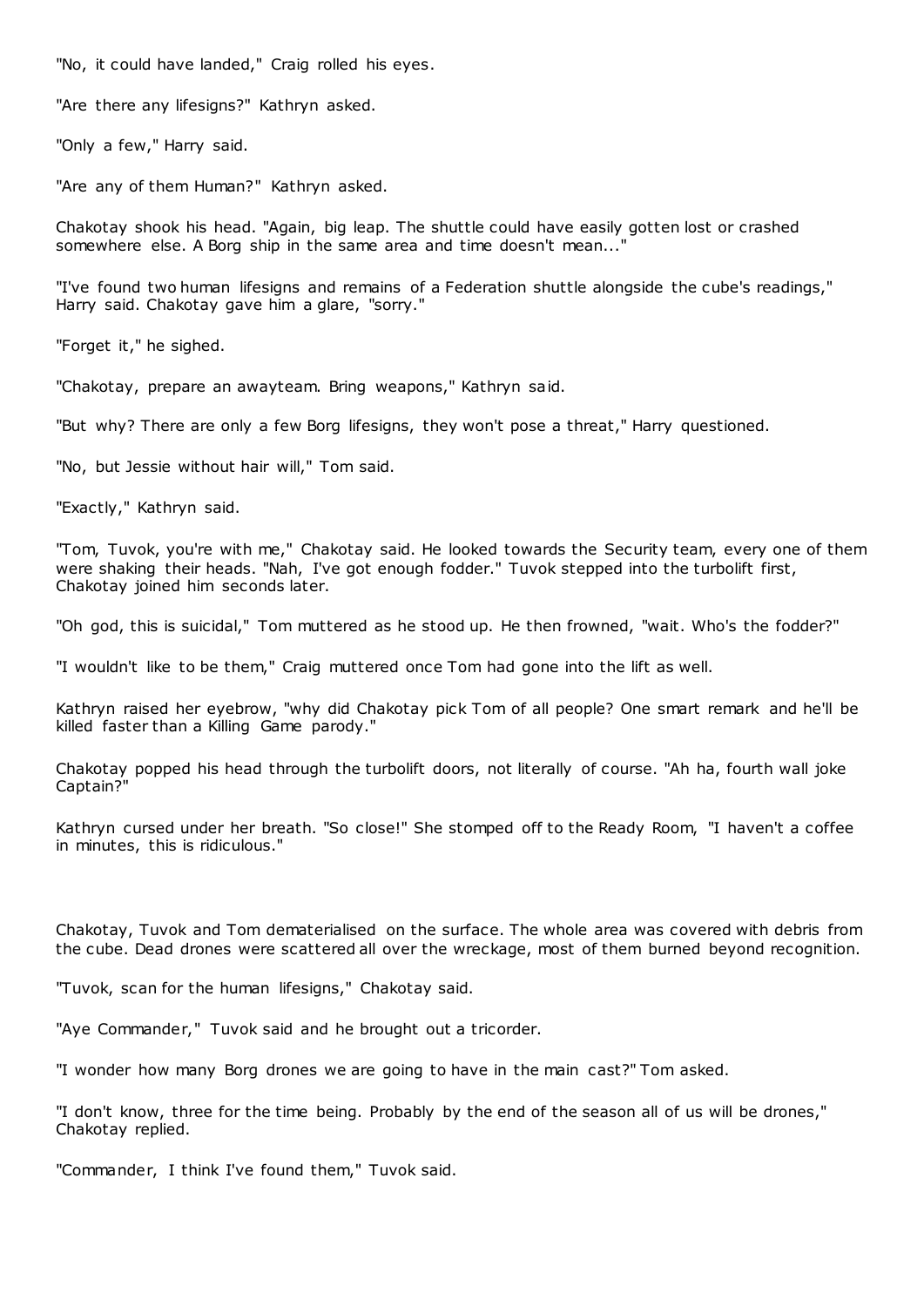"No, it could have landed," Craig rolled his eyes.

"Are there any lifesigns?" Kathryn asked.

"Only a few," Harry said.

"Are any of them Human?" Kathryn asked.

Chakotay shook his head. "Again, big leap. The shuttle could have easily gotten lost or crashed somewhere else. A Borg ship in the same area and time doesn't mean..."

"I've found two human lifesigns and remains of a Federation shuttle alongside the cube's readings," Harry said. Chakotay gave him a glare, "sorry."

"Forget it," he sighed.

"Chakotay, prepare an awayteam. Bring weapons," Kathryn said.

"But why? There are only a few Borg lifesigns, they won't pose a threat," Harry questioned.

"No, but Jessie without hair will," Tom said.

"Exactly," Kathryn said.

"Tom, Tuvok, you're with me," Chakotay said. He looked towards the Security team, every one of them were shaking their heads. "Nah, I've got enough fodder." Tuvok stepped into the turbolift first, Chakotay joined him seconds later.

"Oh god, this is suicidal," Tom muttered as he stood up. He then frowned, "wait. Who's the fodder?"

"I wouldn't like to be them," Craig muttered once Tom had gone into the lift as well.

Kathryn raised her eyebrow, "why did Chakotay pick Tom of all people? One smart remark and he'll be killed faster than a Killing Game parody."

Chakotay popped his head through the turbolift doors, not literally of course. "Ah ha, fourth wall joke Captain?"

Kathryn cursed under her breath. "So close!" She stomped off to the Ready Room, "I haven't a coffee in minutes, this is ridiculous."

Chakotay, Tuvok and Tom dematerialised on the surface. The whole area was covered with debris from the cube. Dead drones were scattered all over the wreckage, most of them burned beyond recognition.

"Tuvok, scan for the human lifesigns," Chakotay said.

"Aye Commander," Tuvok said and he brought out a tricorder.

"I wonder how many Borg drones we are going to have in the main cast?" Tom asked.

"I don't know, three for the time being. Probably by the end of the season all of us will be drones," Chakotay replied.

"Commander, I think I've found them," Tuvok said.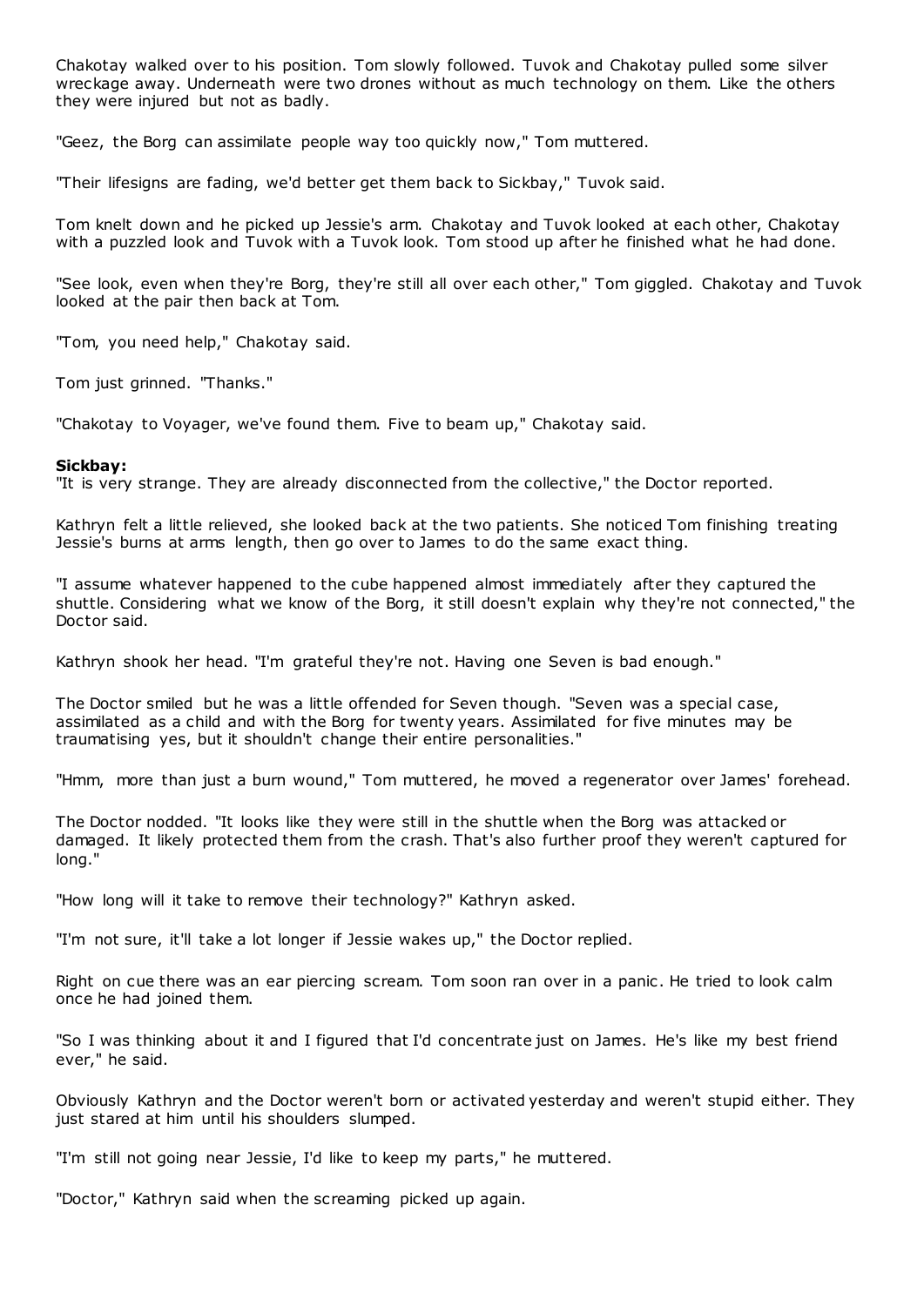Chakotay walked over to his position. Tom slowly followed. Tuvok and Chakotay pulled some silver wreckage away. Underneath were two drones without as much technology on them. Like the others they were injured but not as badly.

"Geez, the Borg can assimilate people way too quickly now," Tom muttered.

"Their lifesigns are fading, we'd better get them back to Sickbay," Tuvok said.

Tom knelt down and he picked up Jessie's arm. Chakotay and Tuvok looked at each other, Chakotay with a puzzled look and Tuvok with a Tuvok look. Tom stood up after he finished what he had done.

"See look, even when they're Borg, they're still all over each other," Tom giggled. Chakotay and Tuvok looked at the pair then back at Tom.

"Tom, you need help," Chakotay said.

Tom just grinned. "Thanks."

"Chakotay to Voyager, we've found them. Five to beam up," Chakotay said.

**Sickbay:**
"It is very strange. They are already disconnected from the collective," the Doctor reported.

Kathryn felt a little relieved, she looked back at the two patients. She noticed Tom finishing treating Jessie's burns at arms length, then go over to James to do the same exact thing.

"I assume whatever happened to the cube happened almost immediately after they captured the shuttle. Considering what we know of the Borg, it still doesn't explain why they're not connected," the Doctor said.

Kathryn shook her head. "I'm grateful they're not. Having one Seven is bad enough."

The Doctor smiled but he was a little offended for Seven though. "Seven was a special case, assimilated as a child and with the Borg for twenty years. Assimilated for five minutes may be traumatising yes, but it shouldn't change their entire personalities."

"Hmm, more than just a burn wound," Tom muttered, he moved a regenerator over James' forehead.

The Doctor nodded. "It looks like they were still in the shuttle when the Borg was attacked or damaged. It likely protected them from the crash. That's also further proof they weren't captured for long."

"How long will it take to remove their technology?" Kathryn asked.

"I'm not sure, it'll take a lot longer if Jessie wakes up," the Doctor replied.

Right on cue there was an ear piercing scream. Tom soon ran over in a panic. He tried to look calm once he had joined them.

"So I was thinking about it and I figured that I'd concentrate just on James. He's like my best friend ever," he said.

Obviously Kathryn and the Doctor weren't born or activated yesterday and weren't stupid either. They just stared at him until his shoulders slumped.

"I'm still not going near Jessie, I'd like to keep my parts," he muttered.

"Doctor," Kathryn said when the screaming picked up again.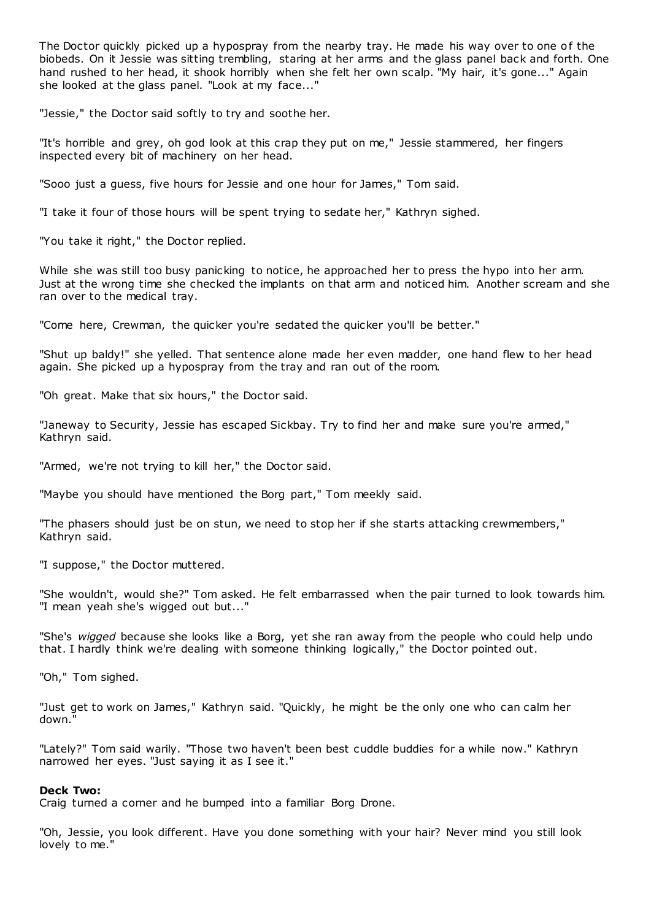The Doctor quickly picked up a hypospray from the nearby tray. He made his way over to one of the biobeds. On it Jessie was sitting trembling, staring at her arms and the glass panel back and forth. One hand rushed to her head, it shook horribly when she felt her own scalp. "My hair, it's gone..." Again she looked at the glass panel. "Look at my face..."

"Jessie," the Doctor said softly to try and soothe her.

"It's horrible and grey, oh god look at this crap they put on me," Jessie stammered, her fingers inspected every bit of machinery on her head.

"Sooo just a guess, five hours for Jessie and one hour for James," Tom said.

"I take it four of those hours will be spent trying to sedate her," Kathryn sighed.

"You take it right," the Doctor replied.

While she was still too busy panicking to notice, he approached her to press the hypo into her arm. Just at the wrong time she checked the implants on that arm and noticed him. Another scream and she ran over to the medical tray.

"Come here, Crewman, the quicker you're sedated the quicker you'll be better."

"Shut up baldy!" she yelled. That sentence alone made her even madder, one hand flew to her head again. She picked up a hypospray from the tray and ran out of the room.

"Oh great. Make that six hours," the Doctor said.

"Janeway to Security, Jessie has escaped Sickbay. Try to find her and make sure you're armed," Kathryn said.

"Armed, we're not trying to kill her," the Doctor said.

"Maybe you should have mentioned the Borg part," Tom meekly said.

"The phasers should just be on stun, we need to stop her if she starts attacking crewmembers," Kathryn said.

"I suppose," the Doctor muttered.

"She wouldn't, would she?" Tom asked. He felt embarrassed when the pair turned to look towards him. "I mean yeah she's wigged out but..."

"She's *wigged* because she looks like a Borg, yet she ran away from the people who could help undo that. I hardly think we're dealing with someone thinking logically," the Doctor pointed out.

"Oh," Tom sighed.

"Just get to work on James," Kathryn said. "Quickly, he might be the only one who can calm her down."

"Lately?" Tom said warily. "Those two haven't been best cuddle buddies for a while now." Kathryn narrowed her eyes. "Just saying it as I see it."

**Deck Two:**
Craig turned a corner and he bumped into a familiar Borg Drone.

"Oh, Jessie, you look different. Have you done something with your hair? Never mind you still look lovely to me."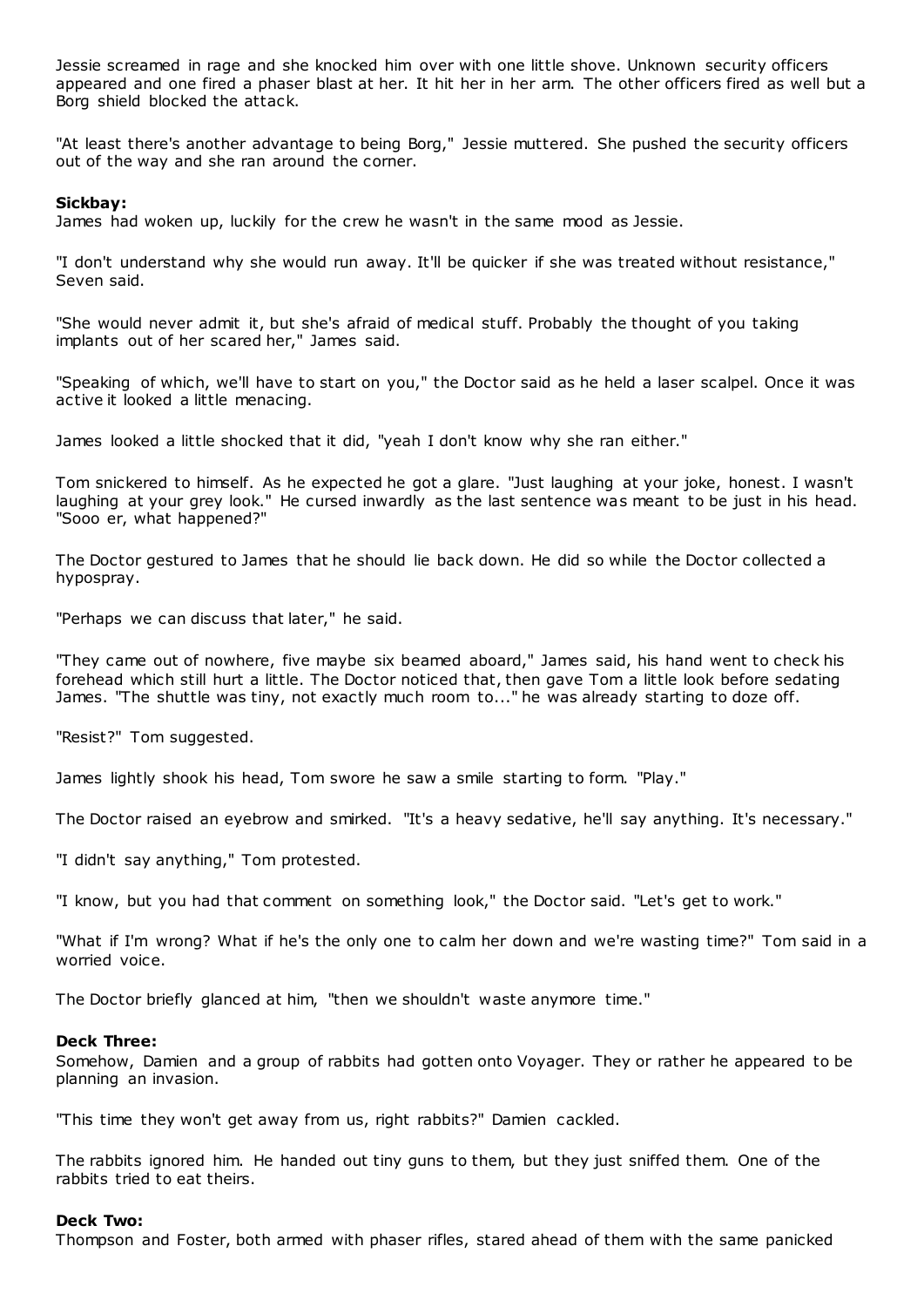Jessie screamed in rage and she knocked him over with one little shove. Unknown security officers appeared and one fired a phaser blast at her. It hit her in her arm. The other officers fired as well but a Borg shield blocked the attack.

"At least there's another advantage to being Borg," Jessie muttered. She pushed the security officers out of the way and she ran around the corner.

**Sickbay:**
James had woken up, luckily for the crew he wasn't in the same mood as Jessie.

"I don't understand why she would run away. It'll be quicker if she was treated without resistance," Seven said.

"She would never admit it, but she's afraid of medical stuff. Probably the thought of you taking implants out of her scared her," James said.

"Speaking of which, we'll have to start on you," the Doctor said as he held a laser scalpel. Once it was active it looked a little menacing.

James looked a little shocked that it did, "yeah I don't know why she ran either."

Tom snickered to himself. As he expected he got a glare. "Just laughing at your joke, honest. I wasn't laughing at your grey look." He cursed inwardly as the last sentence was meant to be just in his head. "Sooo er, what happened?"

The Doctor gestured to James that he should lie back down. He did so while the Doctor collected a hypospray.

"Perhaps we can discuss that later," he said.

"They came out of nowhere, five maybe six beamed aboard," James said, his hand went to check his forehead which still hurt a little. The Doctor noticed that, then gave Tom a little look before sedating James. "The shuttle was tiny, not exactly much room to..." he was already starting to doze off.

"Resist?" Tom suggested.

James lightly shook his head, Tom swore he saw a smile starting to form. "Play."

The Doctor raised an eyebrow and smirked. "It's a heavy sedative, he'll say anything. It's necessary."

"I didn't say anything," Tom protested.

"I know, but you had that comment on something look," the Doctor said. "Let's get to work."

"What if I'm wrong? What if he's the only one to calm her down and we're wasting time?" Tom said in a worried voice.

The Doctor briefly glanced at him, "then we shouldn't waste anymore time."

**Deck Three:**
Somehow, Damien and a group of rabbits had gotten onto Voyager. They or rather he appeared to be planning an invasion.

"This time they won't get away from us, right rabbits?" Damien cackled.

The rabbits ignored him. He handed out tiny guns to them, but they just sniffed them. One of the rabbits tried to eat theirs.

**Deck Two:**
Thompson and Foster, both armed with phaser rifles, stared ahead of them with the same panicked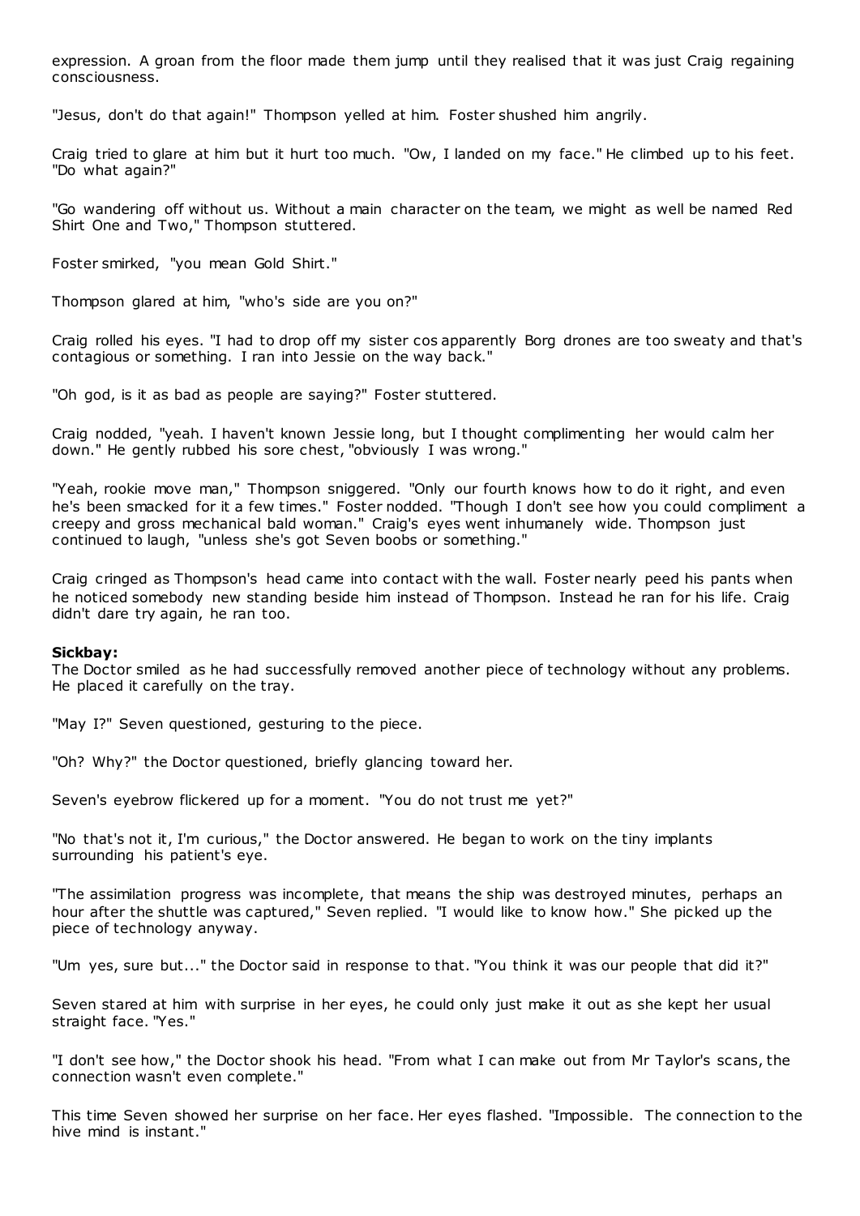expression. A groan from the floor made them jump until they realised that it was just Craig regaining consciousness.

"Jesus, don't do that again!" Thompson yelled at him. Foster shushed him angrily.

Craig tried to glare at him but it hurt too much. "Ow, I landed on my face." He climbed up to his feet. "Do what again?"

"Go wandering off without us. Without a main character on the team, we might as well be named Red Shirt One and Two," Thompson stuttered.

Foster smirked, "you mean Gold Shirt."

Thompson glared at him, "who's side are you on?"

Craig rolled his eyes. "I had to drop off my sister cos apparently Borg drones are too sweaty and that's contagious or something. I ran into Jessie on the way back."

"Oh god, is it as bad as people are saying?" Foster stuttered.

Craig nodded, "yeah. I haven't known Jessie long, but I thought complimenting her would calm her down." He gently rubbed his sore chest, "obviously I was wrong."

"Yeah, rookie move man," Thompson sniggered. "Only our fourth knows how to do it right, and even he's been smacked for it a few times." Foster nodded. "Though I don't see how you could compliment a creepy and gross mechanical bald woman." Craig's eyes went inhumanely wide. Thompson just continued to laugh, "unless she's got Seven boobs or something."

Craig cringed as Thompson's head came into contact with the wall. Foster nearly peed his pants when he noticed somebody new standing beside him instead of Thompson. Instead he ran for his life. Craig didn't dare try again, he ran too.

**Sickbay:**
The Doctor smiled as he had successfully removed another piece of technology without any problems. He placed it carefully on the tray.

"May I?" Seven questioned, gesturing to the piece.

"Oh? Why?" the Doctor questioned, briefly glancing toward her.

Seven's eyebrow flickered up for a moment. "You do not trust me yet?"

"No that's not it, I'm curious," the Doctor answered. He began to work on the tiny implants surrounding his patient's eye.

"The assimilation progress was incomplete, that means the ship was destroyed minutes, perhaps an hour after the shuttle was captured," Seven replied. "I would like to know how." She picked up the piece of technology anyway.

"Um yes, sure but..." the Doctor said in response to that. "You think it was our people that did it?"

Seven stared at him with surprise in her eyes, he could only just make it out as she kept her usual straight face. "Yes."

"I don't see how," the Doctor shook his head. "From what I can make out from Mr Taylor's scans, the connection wasn't even complete."

This time Seven showed her surprise on her face. Her eyes flashed. "Impossible. The connection to the hive mind is instant."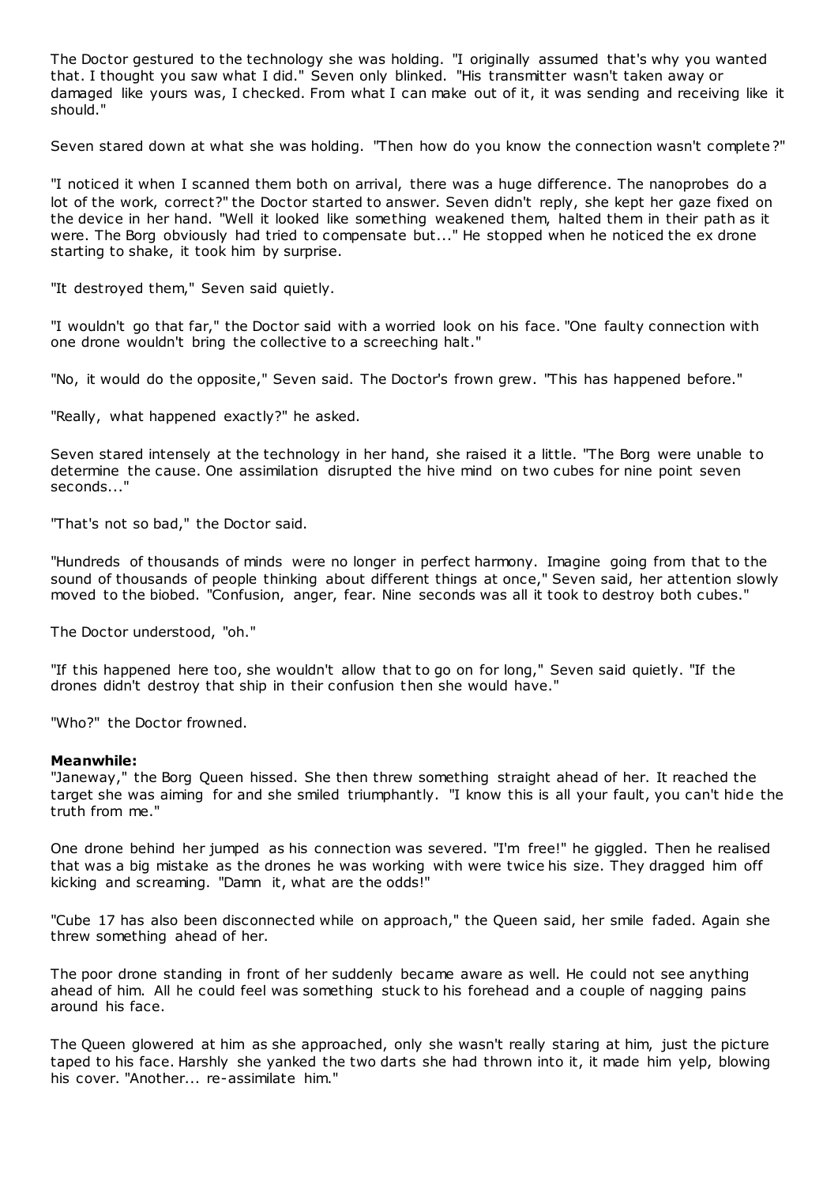The Doctor gestured to the technology she was holding. "I originally assumed that's why you wanted that. I thought you saw what I did." Seven only blinked. "His transmitter wasn't taken away or damaged like yours was, I checked. From what I can make out of it, it was sending and receiving like it should."

Seven stared down at what she was holding. "Then how do you know the connection wasn't complete?"

"I noticed it when I scanned them both on arrival, there was a huge difference. The nanoprobes do a lot of the work, correct?" the Doctor started to answer. Seven didn't reply, she kept her gaze fixed on the device in her hand. "Well it looked like something weakened them, halted them in their path as it were. The Borg obviously had tried to compensate but..." He stopped when he noticed the ex drone starting to shake, it took him by surprise.

"It destroyed them," Seven said quietly.

"I wouldn't go that far," the Doctor said with a worried look on his face. "One faulty connection with one drone wouldn't bring the collective to a screeching halt."

"No, it would do the opposite," Seven said. The Doctor's frown grew. "This has happened before."

"Really, what happened exactly?" he asked.

Seven stared intensely at the technology in her hand, she raised it a little. "The Borg were unable to determine the cause. One assimilation disrupted the hive mind on two cubes for nine point seven seconds..."

"That's not so bad," the Doctor said.

"Hundreds of thousands of minds were no longer in perfect harmony. Imagine going from that to the sound of thousands of people thinking about different things at once," Seven said, her attention slowly moved to the biobed. "Confusion, anger, fear. Nine seconds was all it took to destroy both cubes."

The Doctor understood, "oh."

"If this happened here too, she wouldn't allow that to go on for long," Seven said quietly. "If the drones didn't destroy that ship in their confusion then she would have."

"Who?" the Doctor frowned.

**Meanwhile:**
"Janeway," the Borg Queen hissed. She then threw something straight ahead of her. It reached the target she was aiming for and she smiled triumphantly. "I know this is all your fault, you can't hide the truth from me."

One drone behind her jumped as his connection was severed. "I'm free!" he giggled. Then he realised that was a big mistake as the drones he was working with were twice his size. They dragged him off kicking and screaming. "Damn it, what are the odds!"

"Cube 17 has also been disconnected while on approach," the Queen said, her smile faded. Again she threw something ahead of her.

The poor drone standing in front of her suddenly became aware as well. He could not see anything ahead of him. All he could feel was something stuck to his forehead and a couple of nagging pains around his face.

The Queen glowered at him as she approached, only she wasn't really staring at him, just the picture taped to his face. Harshly she yanked the two darts she had thrown into it, it made him yelp, blowing his cover. "Another... re-assimilate him."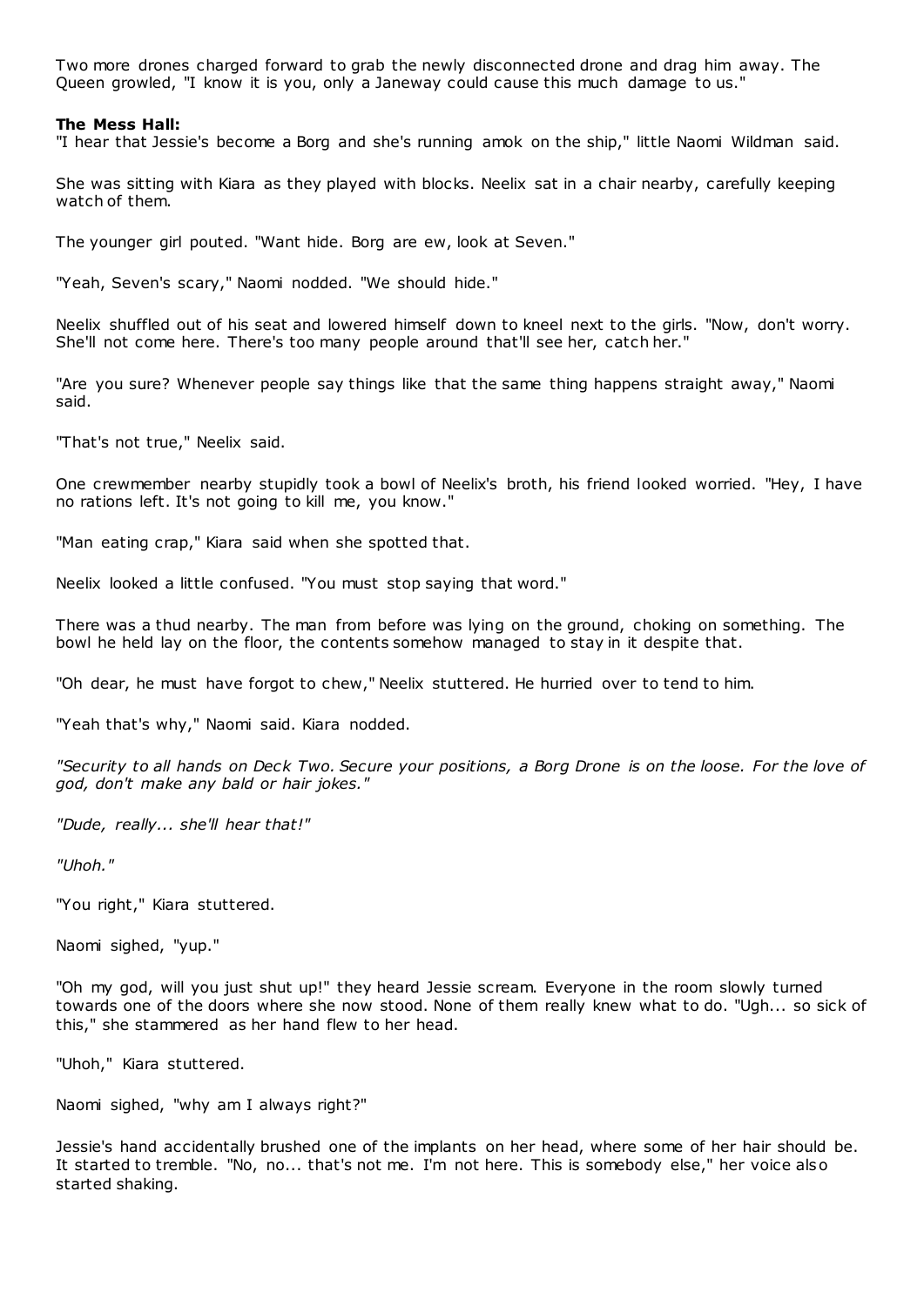Two more drones charged forward to grab the newly disconnected drone and drag him away. The Queen growled, "I know it is you, only a Janeway could cause this much damage to us."

**The Mess Hall:**

"I hear that Jessie's become a Borg and she's running amok on the ship," little Naomi Wildman said.

She was sitting with Kiara as they played with blocks. Neelix sat in a chair nearby, carefully keeping watch of them.

The younger girl pouted. "Want hide. Borg are ew, look at Seven."

"Yeah, Seven's scary," Naomi nodded. "We should hide."

Neelix shuffled out of his seat and lowered himself down to kneel next to the girls. "Now, don't worry. She'll not come here. There's too many people around that'll see her, catch her."

"Are you sure? Whenever people say things like that the same thing happens straight away," Naomi said.

"That's not true," Neelix said.

One crewmember nearby stupidly took a bowl of Neelix's broth, his friend looked worried. "Hey, I have no rations left. It's not going to kill me, you know."

"Man eating crap," Kiara said when she spotted that.

Neelix looked a little confused. "You must stop saying that word."

There was a thud nearby. The man from before was lying on the ground, choking on something. The bowl he held lay on the floor, the contents somehow managed to stay in it despite that.

"Oh dear, he must have forgot to chew," Neelix stuttered. He hurried over to tend to him.

"Yeah that's why," Naomi said. Kiara nodded.

*"Security to all hands on Deck Two. Secure your positions, a Borg Drone is on the loose. For the love of god, don't make any bald or hair jokes."*

*"Dude, really... she'll hear that!"*

*"Uhoh."*

"You right," Kiara stuttered.

Naomi sighed, "yup."

"Oh my god, will you just shut up!" they heard Jessie scream. Everyone in the room slowly turned towards one of the doors where she now stood. None of them really knew what to do. "Ugh... so sick of this," she stammered as her hand flew to her head.

"Uhoh," Kiara stuttered.

Naomi sighed, "why am I always right?"

Jessie's hand accidentally brushed one of the implants on her head, where some of her hair should be. It started to tremble. "No, no... that's not me. I'm not here. This is somebody else," her voice also started shaking.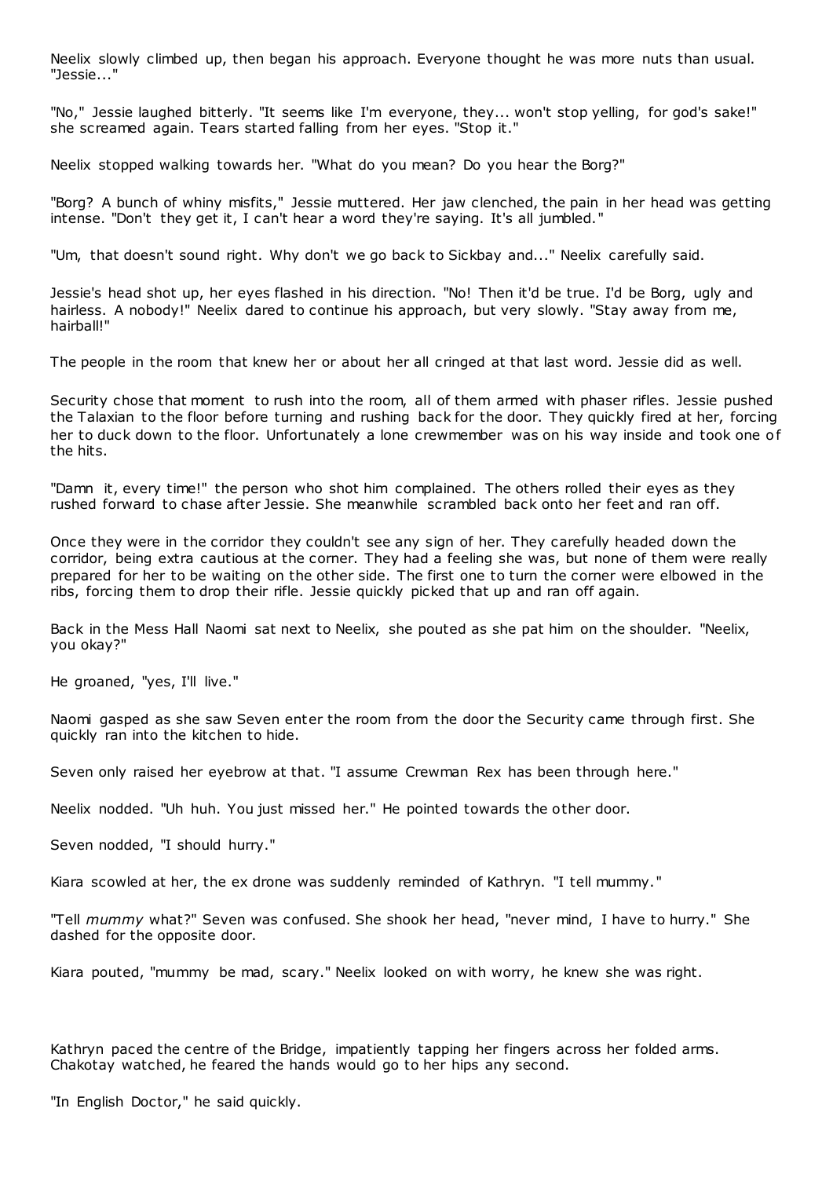Neelix slowly climbed up, then began his approach. Everyone thought he was more nuts than usual. "Jessie..."

"No," Jessie laughed bitterly. "It seems like I'm everyone, they... won't stop yelling, for god's sake!" she screamed again. Tears started falling from her eyes. "Stop it."

Neelix stopped walking towards her. "What do you mean? Do you hear the Borg?"

"Borg? A bunch of whiny misfits," Jessie muttered. Her jaw clenched, the pain in her head was getting intense. "Don't they get it, I can't hear a word they're saying. It's all jumbled."

"Um, that doesn't sound right. Why don't we go back to Sickbay and..." Neelix carefully said.

Jessie's head shot up, her eyes flashed in his direction. "No! Then it'd be true. I'd be Borg, ugly and hairless. A nobody!" Neelix dared to continue his approach, but very slowly. "Stay away from me, hairball!"

The people in the room that knew her or about her all cringed at that last word. Jessie did as well.

Security chose that moment to rush into the room, all of them armed with phaser rifles. Jessie pushed the Talaxian to the floor before turning and rushing back for the door. They quickly fired at her, forcing her to duck down to the floor. Unfortunately a lone crewmember was on his way inside and took one of the hits.

"Damn it, every time!" the person who shot him complained. The others rolled their eyes as they rushed forward to chase after Jessie. She meanwhile scrambled back onto her feet and ran off.

Once they were in the corridor they couldn't see any sign of her. They carefully headed down the corridor, being extra cautious at the corner. They had a feeling she was, but none of them were really prepared for her to be waiting on the other side. The first one to turn the corner were elbowed in the ribs, forcing them to drop their rifle. Jessie quickly picked that up and ran off again.

Back in the Mess Hall Naomi sat next to Neelix, she pouted as she pat him on the shoulder. "Neelix, you okay?"

He groaned, "yes, I'll live."

Naomi gasped as she saw Seven enter the room from the door the Security came through first. She quickly ran into the kitchen to hide.

Seven only raised her eyebrow at that. "I assume Crewman Rex has been through here."

Neelix nodded. "Uh huh. You just missed her." He pointed towards the other door.

Seven nodded, "I should hurry."

Kiara scowled at her, the ex drone was suddenly reminded of Kathryn. "I tell mummy."

"Tell *mummy* what?" Seven was confused. She shook her head, "never mind, I have to hurry." She dashed for the opposite door.

Kiara pouted, "mummy be mad, scary." Neelix looked on with worry, he knew she was right.

Kathryn paced the centre of the Bridge, impatiently tapping her fingers across her folded arms. Chakotay watched, he feared the hands would go to her hips any second.

"In English Doctor," he said quickly.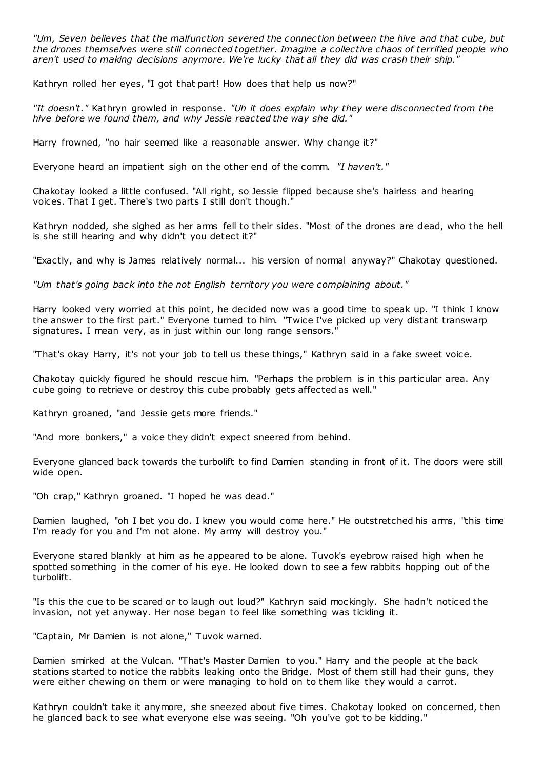*"Um, Seven believes that the malfunction severed the connection between the hive and that cube, but the drones themselves were still connected together. Imagine a collective chaos of terrified people who aren't used to making decisions anymore. We're lucky that all they did was crash their ship."*

Kathryn rolled her eyes, "I got that part! How does that help us now?"

*"It doesn't."* Kathryn growled in response. *"Uh it does explain why they were disconnected from the hive before we found them, and why Jessie reacted the way she did."*

Harry frowned, "no hair seemed like a reasonable answer. Why change it?"

Everyone heard an impatient sigh on the other end of the comm. *"I haven't."*

Chakotay looked a little confused. "All right, so Jessie flipped because she's hairless and hearing voices. That I get. There's two parts I still don't though."

Kathryn nodded, she sighed as her arms fell to their sides. "Most of the drones are dead, who the hell is she still hearing and why didn't you detect it?"

"Exactly, and why is James relatively normal... his version of normal anyway?" Chakotay questioned.

*"Um that's going back into the not English territory you were complaining about."*

Harry looked very worried at this point, he decided now was a good time to speak up. "I think I know the answer to the first part." Everyone turned to him. "Twice I've picked up very distant transwarp signatures. I mean very, as in just within our long range sensors."

"That's okay Harry, it's not your job to tell us these things," Kathryn said in a fake sweet voice.

Chakotay quickly figured he should rescue him. "Perhaps the problem is in this particular area. Any cube going to retrieve or destroy this cube probably gets affected as well."

Kathryn groaned, "and Jessie gets more friends."

"And more bonkers," a voice they didn't expect sneered from behind.

Everyone glanced back towards the turbolift to find Damien standing in front of it. The doors were still wide open.

"Oh crap," Kathryn groaned. "I hoped he was dead."

Damien laughed, "oh I bet you do. I knew you would come here." He outstretched his arms, "this time I'm ready for you and I'm not alone. My army will destroy you."

Everyone stared blankly at him as he appeared to be alone. Tuvok's eyebrow raised high when he spotted something in the corner of his eye. He looked down to see a few rabbits hopping out of the turbolift.

"Is this the cue to be scared or to laugh out loud?" Kathryn said mockingly. She hadn't noticed the invasion, not yet anyway. Her nose began to feel like something was tickling it.

"Captain, Mr Damien is not alone," Tuvok warned.

Damien smirked at the Vulcan. "That's Master Damien to you." Harry and the people at the back stations started to notice the rabbits leaking onto the Bridge. Most of them still had their guns, they were either chewing on them or were managing to hold on to them like they would a carrot.

Kathryn couldn't take it anymore, she sneezed about five times. Chakotay looked on concerned, then he glanced back to see what everyone else was seeing. "Oh you've got to be kidding."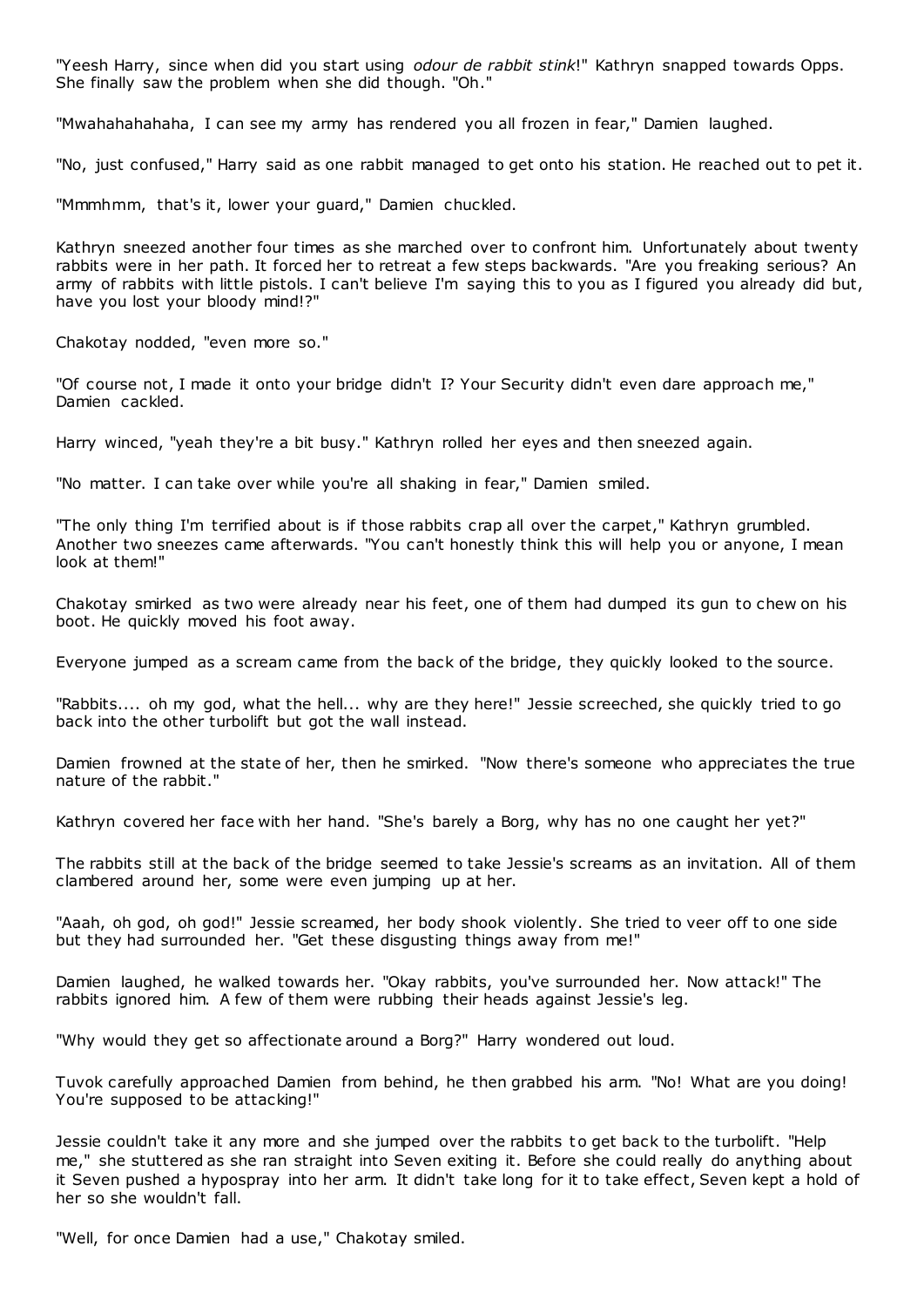"Yeesh Harry, since when did you start using *odour de rabbit stink*!" Kathryn snapped towards Opps. She finally saw the problem when she did though. "Oh."

"Mwahahahahaha, I can see my army has rendered you all frozen in fear," Damien laughed.

"No, just confused," Harry said as one rabbit managed to get onto his station. He reached out to pet it.

"Mmmhmm, that's it, lower your guard," Damien chuckled.

Kathryn sneezed another four times as she marched over to confront him. Unfortunately about twenty rabbits were in her path. It forced her to retreat a few steps backwards. "Are you freaking serious? An army of rabbits with little pistols. I can't believe I'm saying this to you as I figured you already did but, have you lost your bloody mind!?"

Chakotay nodded, "even more so."

"Of course not, I made it onto your bridge didn't I? Your Security didn't even dare approach me," Damien cackled.

Harry winced, "yeah they're a bit busy." Kathryn rolled her eyes and then sneezed again.

"No matter. I can take over while you're all shaking in fear," Damien smiled.

"The only thing I'm terrified about is if those rabbits crap all over the carpet," Kathryn grumbled. Another two sneezes came afterwards. "You can't honestly think this will help you or anyone, I mean look at them!"

Chakotay smirked as two were already near his feet, one of them had dumped its gun to chew on his boot. He quickly moved his foot away.

Everyone jumped as a scream came from the back of the bridge, they quickly looked to the source.

"Rabbits.... oh my god, what the hell... why are they here!" Jessie screeched, she quickly tried to go back into the other turbolift but got the wall instead.

Damien frowned at the state of her, then he smirked. "Now there's someone who appreciates the true nature of the rabbit."

Kathryn covered her face with her hand. "She's barely a Borg, why has no one caught her yet?"

The rabbits still at the back of the bridge seemed to take Jessie's screams as an invitation. All of them clambered around her, some were even jumping up at her.

"Aaah, oh god, oh god!" Jessie screamed, her body shook violently. She tried to veer off to one side but they had surrounded her. "Get these disgusting things away from me!"

Damien laughed, he walked towards her. "Okay rabbits, you've surrounded her. Now attack!" The rabbits ignored him. A few of them were rubbing their heads against Jessie's leg.

"Why would they get so affectionate around a Borg?" Harry wondered out loud.

Tuvok carefully approached Damien from behind, he then grabbed his arm. "No! What are you doing! You're supposed to be attacking!"

Jessie couldn't take it any more and she jumped over the rabbits to get back to the turbolift. "Help me," she stuttered as she ran straight into Seven exiting it. Before she could really do anything about it Seven pushed a hypospray into her arm. It didn't take long for it to take effect, Seven kept a hold of her so she wouldn't fall.

"Well, for once Damien had a use," Chakotay smiled.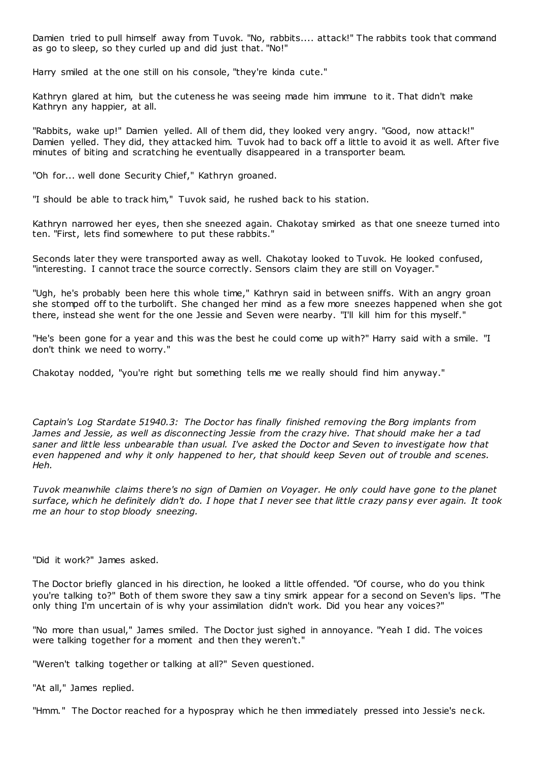Damien tried to pull himself away from Tuvok. "No, rabbits.... attack!" The rabbits took that command as go to sleep, so they curled up and did just that. "No!"

Harry smiled at the one still on his console, "they're kinda cute."

Kathryn glared at him, but the cuteness he was seeing made him immune to it. That didn't make Kathryn any happier, at all.

"Rabbits, wake up!" Damien yelled. All of them did, they looked very angry. "Good, now attack!" Damien yelled. They did, they attacked him. Tuvok had to back off a little to avoid it as well. After five minutes of biting and scratching he eventually disappeared in a transporter beam.

"Oh for... well done Security Chief," Kathryn groaned.

"I should be able to track him," Tuvok said, he rushed back to his station.

Kathryn narrowed her eyes, then she sneezed again. Chakotay smirked as that one sneeze turned into ten. "First, lets find somewhere to put these rabbits."

Seconds later they were transported away as well. Chakotay looked to Tuvok. He looked confused, "interesting. I cannot trace the source correctly. Sensors claim they are still on Voyager."

"Ugh, he's probably been here this whole time," Kathryn said in between sniffs. With an angry groan she stomped off to the turbolift. She changed her mind as a few more sneezes happened when she got there, instead she went for the one Jessie and Seven were nearby. "I'll kill him for this myself."

"He's been gone for a year and this was the best he could come up with?" Harry said with a smile. "I don't think we need to worry."

Chakotay nodded, "you're right but something tells me we really should find him anyway."

*Captain's Log Stardate 51940.3: The Doctor has finally finished removing the Borg implants from James and Jessie, as well as disconnecting Jessie from the crazy hive. That should make her a tad saner and little less unbearable than usual. I've asked the Doctor and Seven to investigate how that even happened and why it only happened to her, that should keep Seven out of trouble and scenes. Heh.*

*Tuvok meanwhile claims there's no sign of Damien on Voyager. He only could have gone to the planet surface, which he definitely didn't do. I hope that I never see that little crazy pansy ever again. It took me an hour to stop bloody sneezing.*

"Did it work?" James asked.

The Doctor briefly glanced in his direction, he looked a little offended. "Of course, who do you think you're talking to?" Both of them swore they saw a tiny smirk appear for a second on Seven's lips. "The only thing I'm uncertain of is why your assimilation didn't work. Did you hear any voices?"

"No more than usual," James smiled. The Doctor just sighed in annoyance. "Yeah I did. The voices were talking together for a moment and then they weren't."

"Weren't talking together or talking at all?" Seven questioned.

"At all," James replied.

"Hmm." The Doctor reached for a hypospray which he then immediately pressed into Jessie's neck.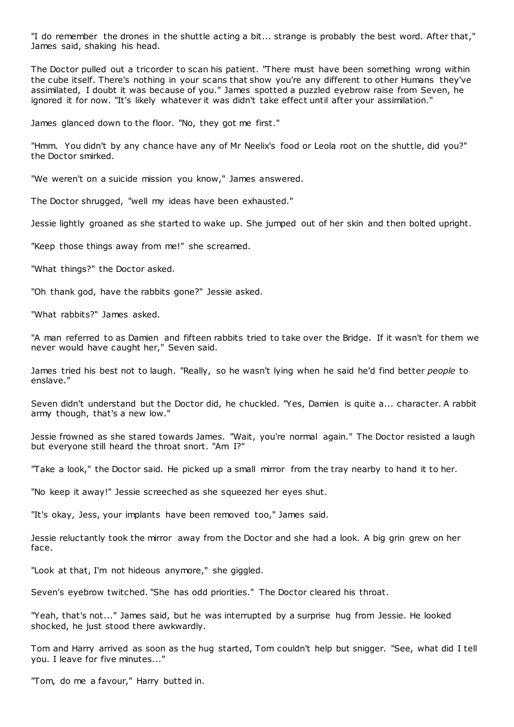"I do remember the drones in the shuttle acting a bit... strange is probably the best word. After that," James said, shaking his head.

The Doctor pulled out a tricorder to scan his patient. "There must have been something wrong within the cube itself. There's nothing in your scans that show you're any different to other Humans they've assimilated, I doubt it was because of you." James spotted a puzzled eyebrow raise from Seven, he ignored it for now. "It's likely whatever it was didn't take effect until after your assimilation."

James glanced down to the floor. "No, they got me first."

"Hmm. You didn't by any chance have any of Mr Neelix's food or Leola root on the shuttle, did you?" the Doctor smirked.

"We weren't on a suicide mission you know," James answered.

The Doctor shrugged, "well my ideas have been exhausted."

Jessie lightly groaned as she started to wake up. She jumped out of her skin and then bolted upright.

"Keep those things away from me!" she screamed.

"What things?" the Doctor asked.

"Oh thank god, have the rabbits gone?" Jessie asked.

"What rabbits?" James asked.

"A man referred to as Damien and fifteen rabbits tried to take over the Bridge. If it wasn't for them we never would have caught her," Seven said.

James tried his best not to laugh. "Really, so he wasn't lying when he said he'd find better *people* to enslave."

Seven didn't understand but the Doctor did, he chuckled. "Yes, Damien is quite a... character. A rabbit army though, that's a new low."

Jessie frowned as she stared towards James. "Wait, you're normal again." The Doctor resisted a laugh but everyone still heard the throat snort. "Am I?"

"Take a look," the Doctor said. He picked up a small mirror from the tray nearby to hand it to her.

"No keep it away!" Jessie screeched as she squeezed her eyes shut.

"It's okay, Jess, your implants have been removed too," James said.

Jessie reluctantly took the mirror away from the Doctor and she had a look. A big grin grew on her face.

"Look at that, I'm not hideous anymore," she giggled.

Seven's eyebrow twitched. "She has odd priorities." The Doctor cleared his throat.

"Yeah, that's not..." James said, but he was interrupted by a surprise hug from Jessie. He looked shocked, he just stood there awkwardly.

Tom and Harry arrived as soon as the hug started, Tom couldn't help but snigger. "See, what did I tell you. I leave for five minutes..."

"Tom, do me a favour," Harry butted in.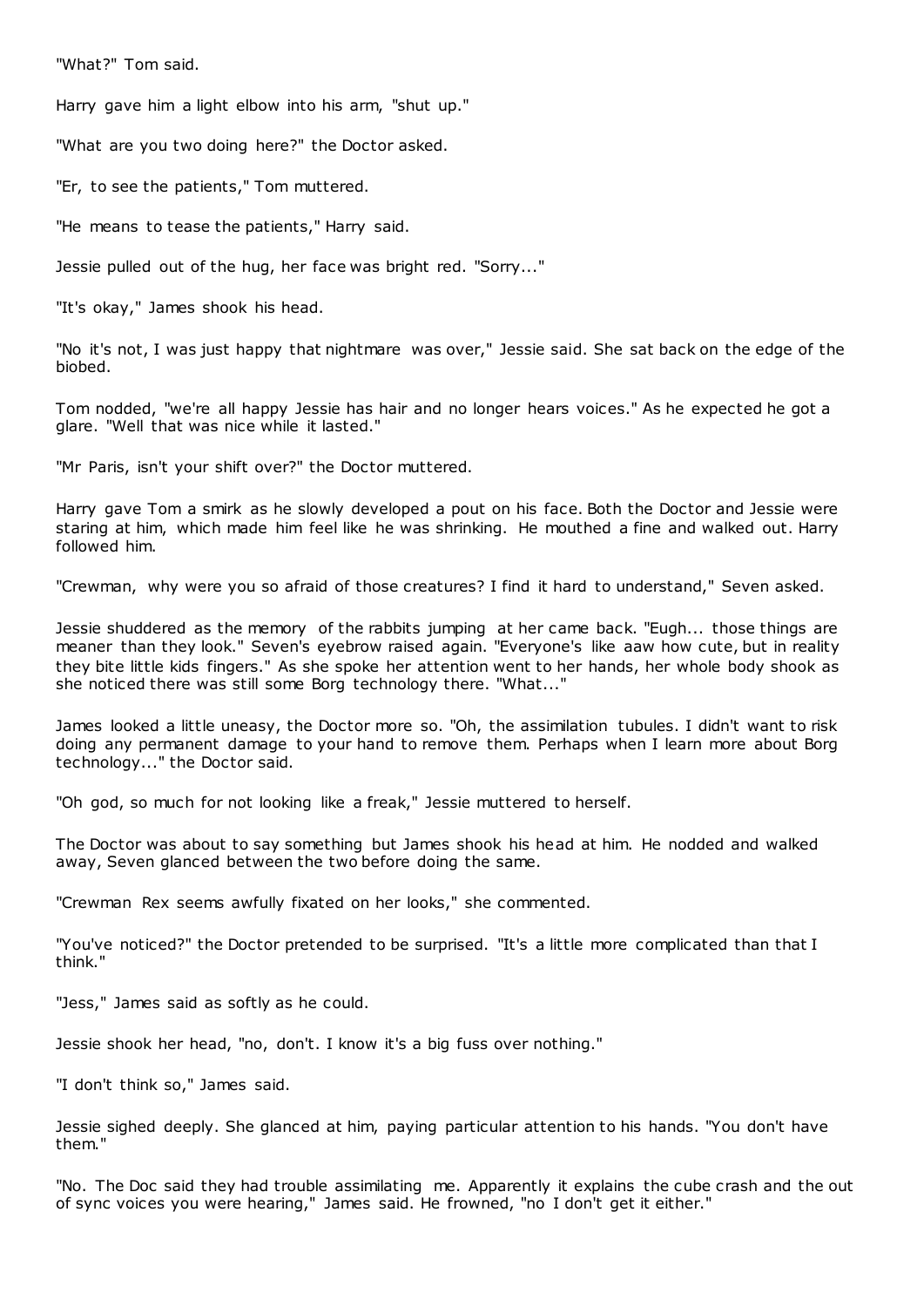"What?" Tom said.

Harry gave him a light elbow into his arm, "shut up."

"What are you two doing here?" the Doctor asked.

"Er, to see the patients," Tom muttered.

"He means to tease the patients," Harry said.

Jessie pulled out of the hug, her face was bright red. "Sorry..."

"It's okay," James shook his head.

"No it's not, I was just happy that nightmare was over," Jessie said. She sat back on the edge of the biobed.

Tom nodded, "we're all happy Jessie has hair and no longer hears voices." As he expected he got a glare. "Well that was nice while it lasted."

"Mr Paris, isn't your shift over?" the Doctor muttered.

Harry gave Tom a smirk as he slowly developed a pout on his face. Both the Doctor and Jessie were staring at him, which made him feel like he was shrinking. He mouthed a fine and walked out. Harry followed him.

"Crewman, why were you so afraid of those creatures? I find it hard to understand," Seven asked.

Jessie shuddered as the memory of the rabbits jumping at her came back. "Eugh... those things are meaner than they look." Seven's eyebrow raised again. "Everyone's like aaw how cute, but in reality they bite little kids fingers." As she spoke her attention went to her hands, her whole body shook as she noticed there was still some Borg technology there. "What..."

James looked a little uneasy, the Doctor more so. "Oh, the assimilation tubules. I didn't want to risk doing any permanent damage to your hand to remove them. Perhaps when I learn more about Borg technology..." the Doctor said.

"Oh god, so much for not looking like a freak," Jessie muttered to herself.

The Doctor was about to say something but James shook his head at him. He nodded and walked away, Seven glanced between the two before doing the same.

"Crewman Rex seems awfully fixated on her looks," she commented.

"You've noticed?" the Doctor pretended to be surprised. "It's a little more complicated than that I think."

"Jess," James said as softly as he could.

Jessie shook her head, "no, don't. I know it's a big fuss over nothing."

"I don't think so," James said.

Jessie sighed deeply. She glanced at him, paying particular attention to his hands. "You don't have them."

"No. The Doc said they had trouble assimilating me. Apparently it explains the cube crash and the out of sync voices you were hearing," James said. He frowned, "no I don't get it either."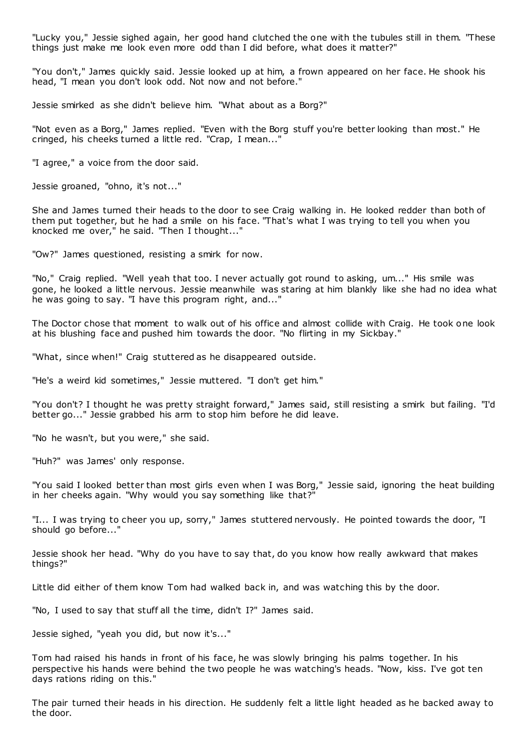"Lucky you," Jessie sighed again, her good hand clutched the one with the tubules still in them. "These things just make me look even more odd than I did before, what does it matter?"

"You don't," James quickly said. Jessie looked up at him, a frown appeared on her face. He shook his head, "I mean you don't look odd. Not now and not before."

Jessie smirked as she didn't believe him. "What about as a Borg?"

"Not even as a Borg," James replied. "Even with the Borg stuff you're better looking than most." He cringed, his cheeks turned a little red. "Crap, I mean..."

"I agree," a voice from the door said.

Jessie groaned, "ohno, it's not..."

She and James turned their heads to the door to see Craig walking in. He looked redder than both of them put together, but he had a smile on his face. "That's what I was trying to tell you when you knocked me over," he said. "Then I thought..."

"Ow?" James questioned, resisting a smirk for now.

"No," Craig replied. "Well yeah that too. I never actually got round to asking, um..." His smile was gone, he looked a little nervous. Jessie meanwhile was staring at him blankly like she had no idea what he was going to say. "I have this program right, and..."

The Doctor chose that moment to walk out of his office and almost collide with Craig. He took one look at his blushing face and pushed him towards the door. "No flirting in my Sickbay."

"What, since when!" Craig stuttered as he disappeared outside.

"He's a weird kid sometimes," Jessie muttered. "I don't get him."

"You don't? I thought he was pretty straight forward," James said, still resisting a smirk but failing. "I'd better go..." Jessie grabbed his arm to stop him before he did leave.

"No he wasn't, but you were," she said.

"Huh?" was James' only response.

"You said I looked better than most girls even when I was Borg," Jessie said, ignoring the heat building in her cheeks again. "Why would you say something like that?"

"I... I was trying to cheer you up, sorry," James stuttered nervously. He pointed towards the door, "I should go before..."

Jessie shook her head. "Why do you have to say that, do you know how really awkward that makes things?"

Little did either of them know Tom had walked back in, and was watching this by the door.

"No, I used to say that stuff all the time, didn't I?" James said.

Jessie sighed, "yeah you did, but now it's..."

Tom had raised his hands in front of his face, he was slowly bringing his palms together. In his perspective his hands were behind the two people he was watching's heads. "Now, kiss. I've got ten days rations riding on this."

The pair turned their heads in his direction. He suddenly felt a little light headed as he backed away to the door.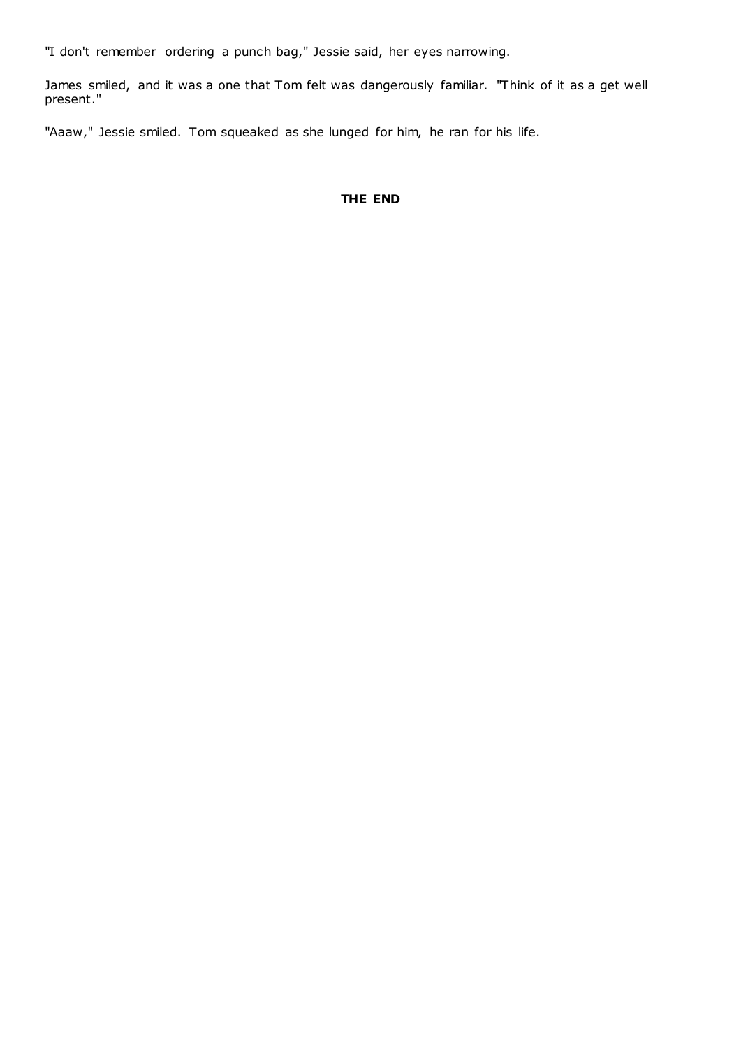"I don't remember ordering a punch bag," Jessie said, her eyes narrowing.

James smiled, and it was a one that Tom felt was dangerously familiar. "Think of it as a get well present."

"Aaaw," Jessie smiled. Tom squeaked as she lunged for him, he ran for his life.

**THE END**